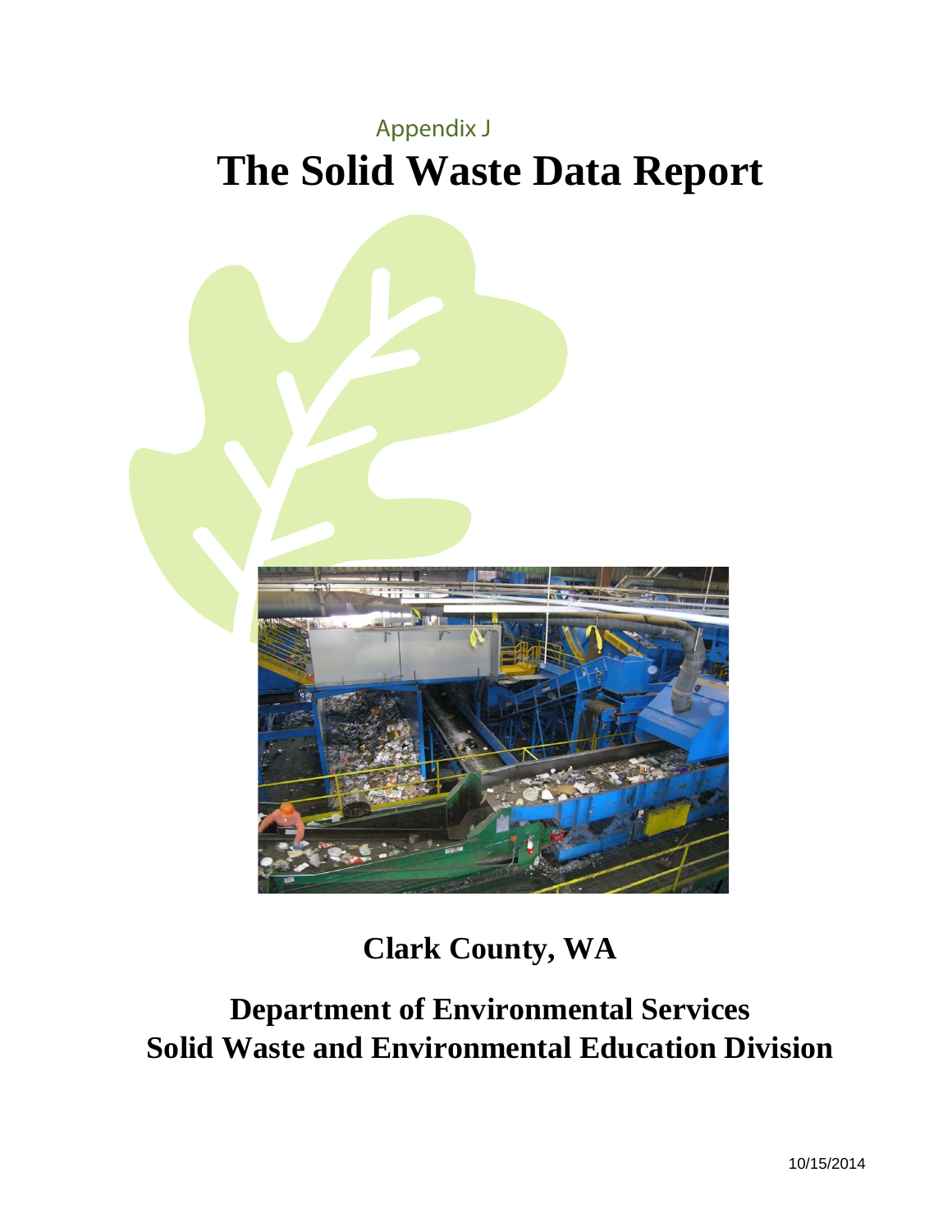Appendix J

# The Solid Waste Data Report

## Clark County, WA

## Department of Environmental Services
## Solid Waste and Environmental Education Division

10/15/2014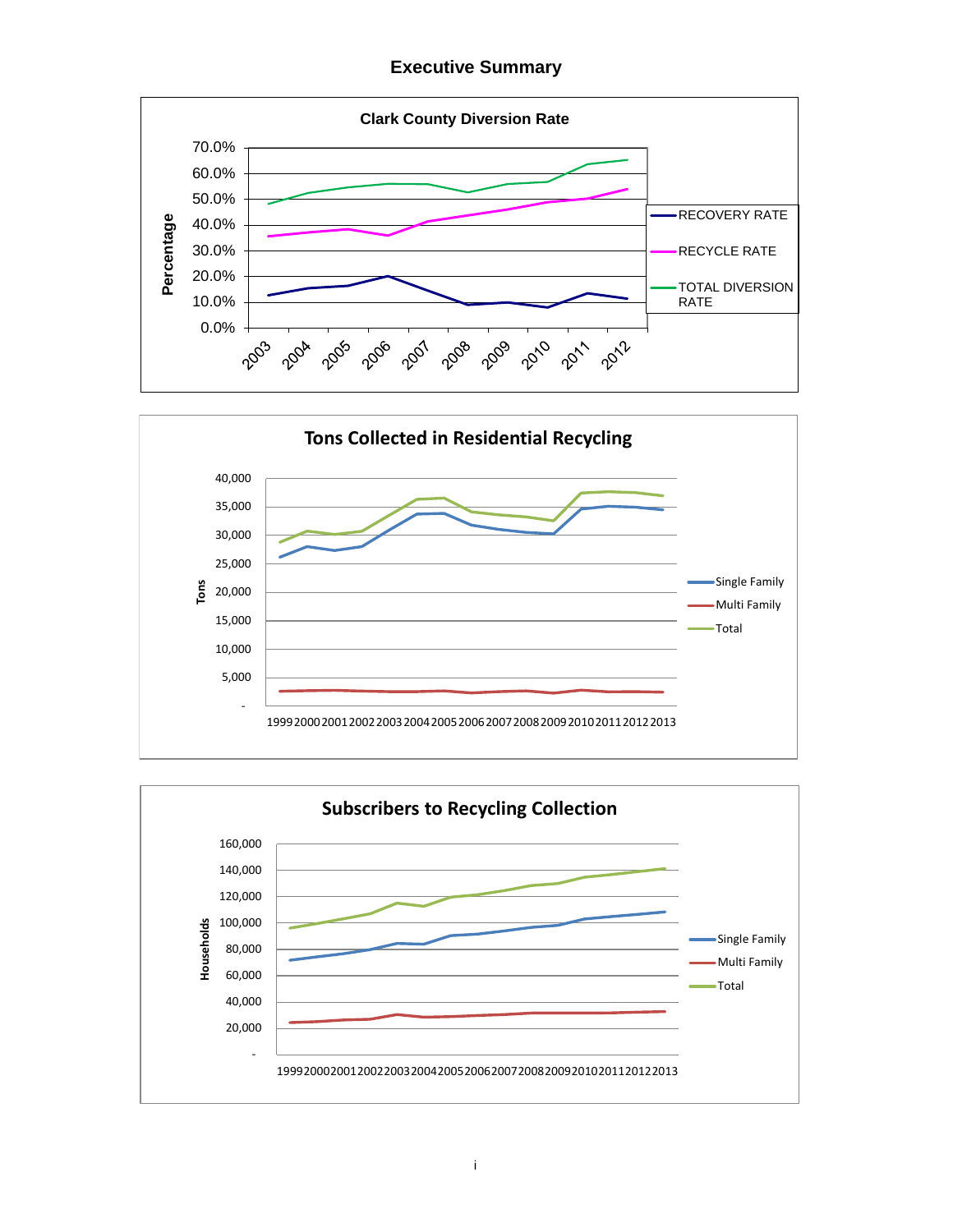# Executive Summary

**Clark County Diversion Rate**

Percentage

70.0%
60.0%
50.0%
40.0%
30.0%
20.0%
10.0%
0.0%

2003 2004 2005 2006 2007 2008 2009 2010 2011 2012

RECOVERY RATE
RECYCLE RATE
TOTAL DIVERSION RATE

**Tons Collected in Residential Recycling**

Tons

40,000
35,000
30,000
25,000
20,000
15,000
10,000
5,000
-

1999 2000 2001 2002 2003 2004 2005 2006 2007 2008 2009 2010 2011 2012 2013

Single Family
Multi Family
Total

**Subscribers to Recycling Collection**

Households

160,000
140,000
120,000
100,000
80,000
60,000
40,000
20,000
-

1999 2000 2001 2002 2003 2004 2005 2006 2007 2008 2009 2010 2011 2012 2013

Single Family
Multi Family
Total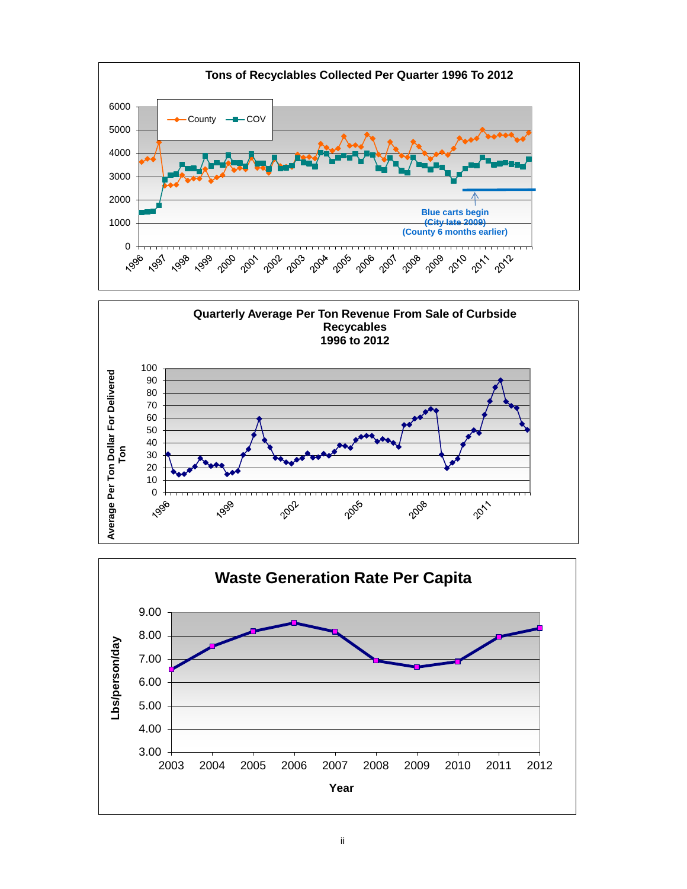**Tons of Recyclables Collected Per Quarter 1996 To 2012**

Legend: County, COV

Blue carts begin
(City late 2009)
(County 6 months earlier)

**Quarterly Average Per Ton Revenue From Sale of Curbside Recyclables 1996 to 2012**

Average Per Ton Dollar For Delivered Ton

**Waste Generation Rate Per Capita**

Lbs/person/day

Year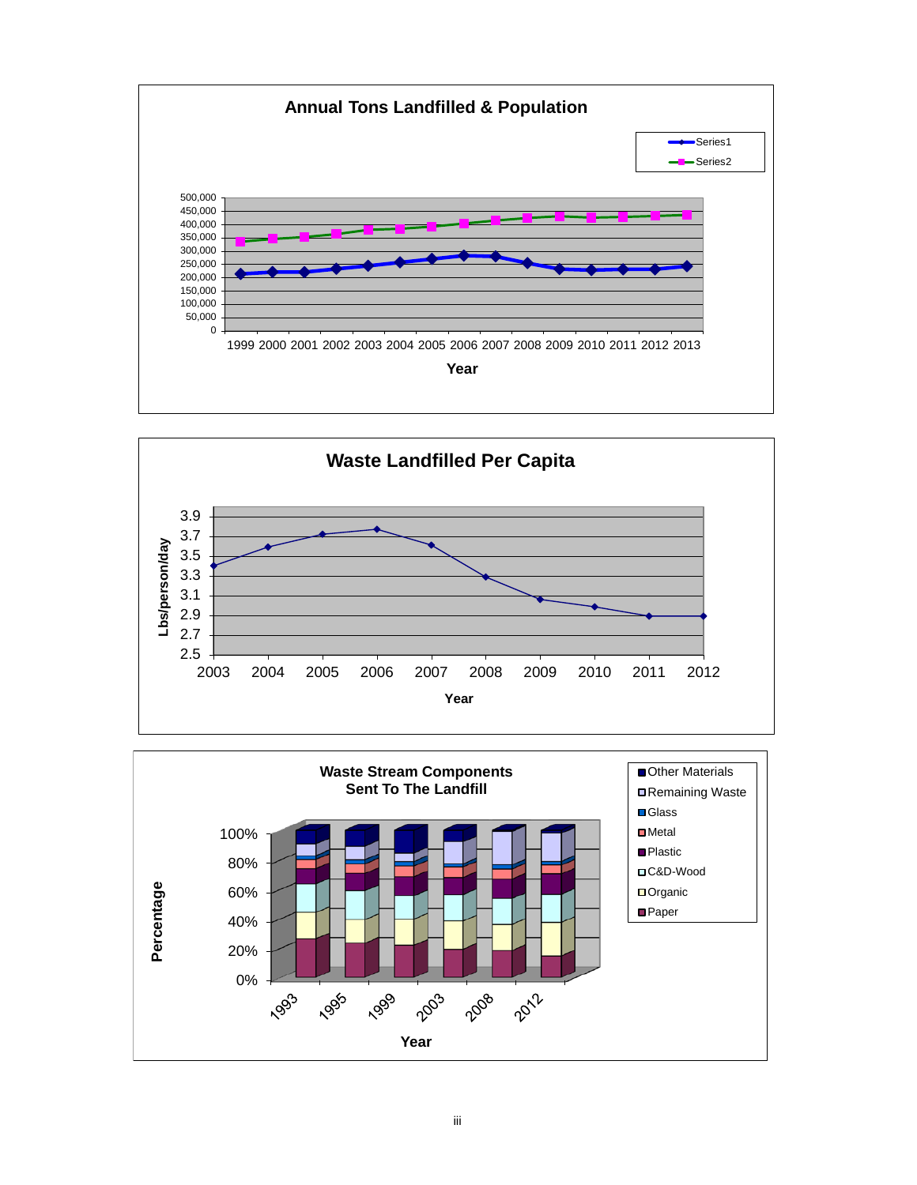**Annual Tons Landfilled & Population**

Series1
Series2

500,000
450,000
400,000
350,000
300,000
250,000
200,000
150,000
100,000
50,000
0

1999 2000 2001 2002 2003 2004 2005 2006 2007 2008 2009 2010 2011 2012 2013

**Year**

**Waste Landfilled Per Capita**

**Lbs/person/day**

3.9
3.7
3.5
3.3
3.1
2.9
2.7
2.5

2003 2004 2005 2006 2007 2008 2009 2010 2011 2012

**Year**

**Waste Stream Components Sent To The Landfill**

Other Materials
Remaining Waste
Glass
Metal
Plastic
C&D-Wood
Organic
Paper

**Percentage**

100%
80%
60%
40%
20%
0%

1993 1995 1999 2003 2008 2012

**Year**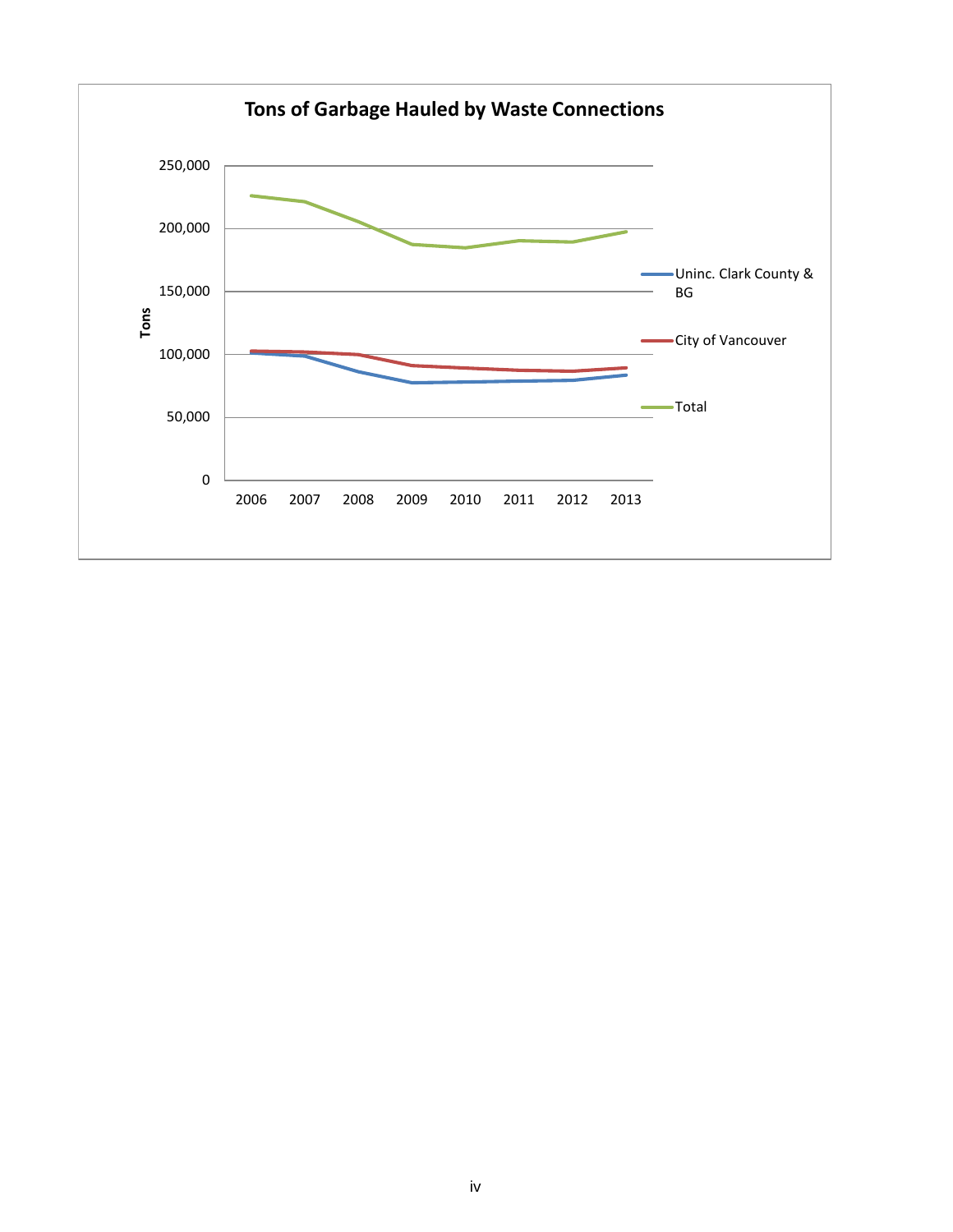**Tons of Garbage Hauled by Waste Connections**

Tons

250,000
200,000
150,000
100,000
50,000
0

2006 2007 2008 2009 2010 2011 2012 2013

Uninc. Clark County & BG

City of Vancouver

Total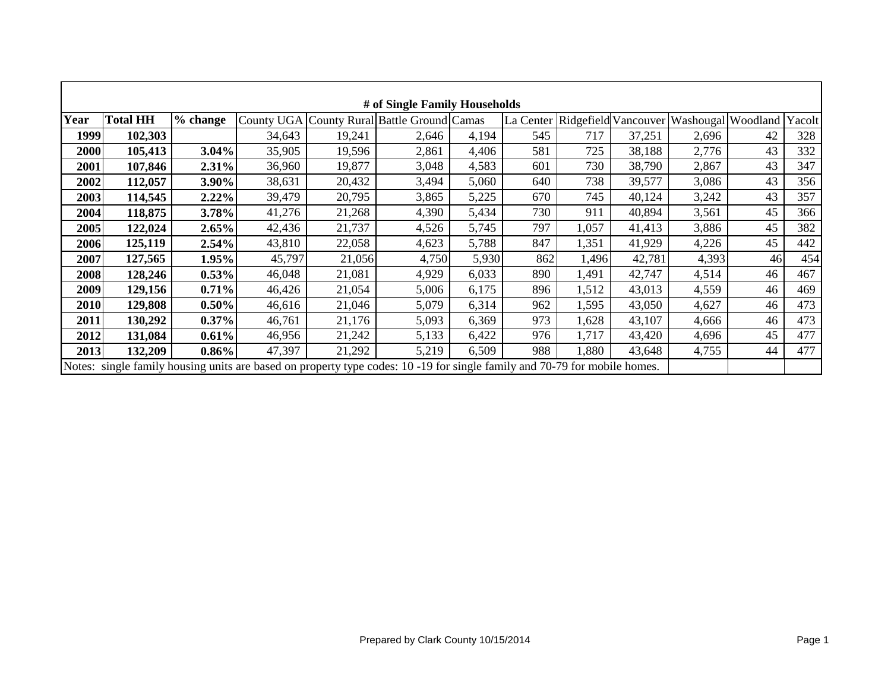| # of Single Family Households | | | | | | | | | | | | | |
|---|---|---|---|---|---|---|---|---|---|---|---|---|---|
| **Year** | **Total HH** | **% change** | County UGA | County Rural | Battle Ground | Camas | La Center | Ridgefield | Vancouver | Washougal | Woodland | Yacolt |
| **1999** | **102,303** | | 34,643 | 19,241 | 2,646 | 4,194 | 545 | 717 | 37,251 | 2,696 | 42 | 328 |
| **2000** | **105,413** | **3.04%** | 35,905 | 19,596 | 2,861 | 4,406 | 581 | 725 | 38,188 | 2,776 | 43 | 332 |
| **2001** | **107,846** | **2.31%** | 36,960 | 19,877 | 3,048 | 4,583 | 601 | 730 | 38,790 | 2,867 | 43 | 347 |
| **2002** | **112,057** | **3.90%** | 38,631 | 20,432 | 3,494 | 5,060 | 640 | 738 | 39,577 | 3,086 | 43 | 356 |
| **2003** | **114,545** | **2.22%** | 39,479 | 20,795 | 3,865 | 5,225 | 670 | 745 | 40,124 | 3,242 | 43 | 357 |
| **2004** | **118,875** | **3.78%** | 41,276 | 21,268 | 4,390 | 5,434 | 730 | 911 | 40,894 | 3,561 | 45 | 366 |
| **2005** | **122,024** | **2.65%** | 42,436 | 21,737 | 4,526 | 5,745 | 797 | 1,057 | 41,413 | 3,886 | 45 | 382 |
| **2006** | **125,119** | **2.54%** | 43,810 | 22,058 | 4,623 | 5,788 | 847 | 1,351 | 41,929 | 4,226 | 45 | 442 |
| **2007** | **127,565** | **1.95%** | 45,797 | 21,056 | 4,750 | 5,930 | 862 | 1,496 | 42,781 | 4,393 | 46 | 454 |
| **2008** | **128,246** | **0.53%** | 46,048 | 21,081 | 4,929 | 6,033 | 890 | 1,491 | 42,747 | 4,514 | 46 | 467 |
| **2009** | **129,156** | **0.71%** | 46,426 | 21,054 | 5,006 | 6,175 | 896 | 1,512 | 43,013 | 4,559 | 46 | 469 |
| **2010** | **129,808** | **0.50%** | 46,616 | 21,046 | 5,079 | 6,314 | 962 | 1,595 | 43,050 | 4,627 | 46 | 473 |
| **2011** | **130,292** | **0.37%** | 46,761 | 21,176 | 5,093 | 6,369 | 973 | 1,628 | 43,107 | 4,666 | 46 | 473 |
| **2012** | **131,084** | **0.61%** | 46,956 | 21,242 | 5,133 | 6,422 | 976 | 1,717 | 43,420 | 4,696 | 45 | 477 |
| **2013** | **132,209** | **0.86%** | 47,397 | 21,292 | 5,219 | 6,509 | 988 | 1,880 | 43,648 | 4,755 | 44 | 477 |

Notes: single family housing units are based on property type codes: 10 -19 for single family and 70-79 for mobile homes.

Prepared by Clark County 10/15/2014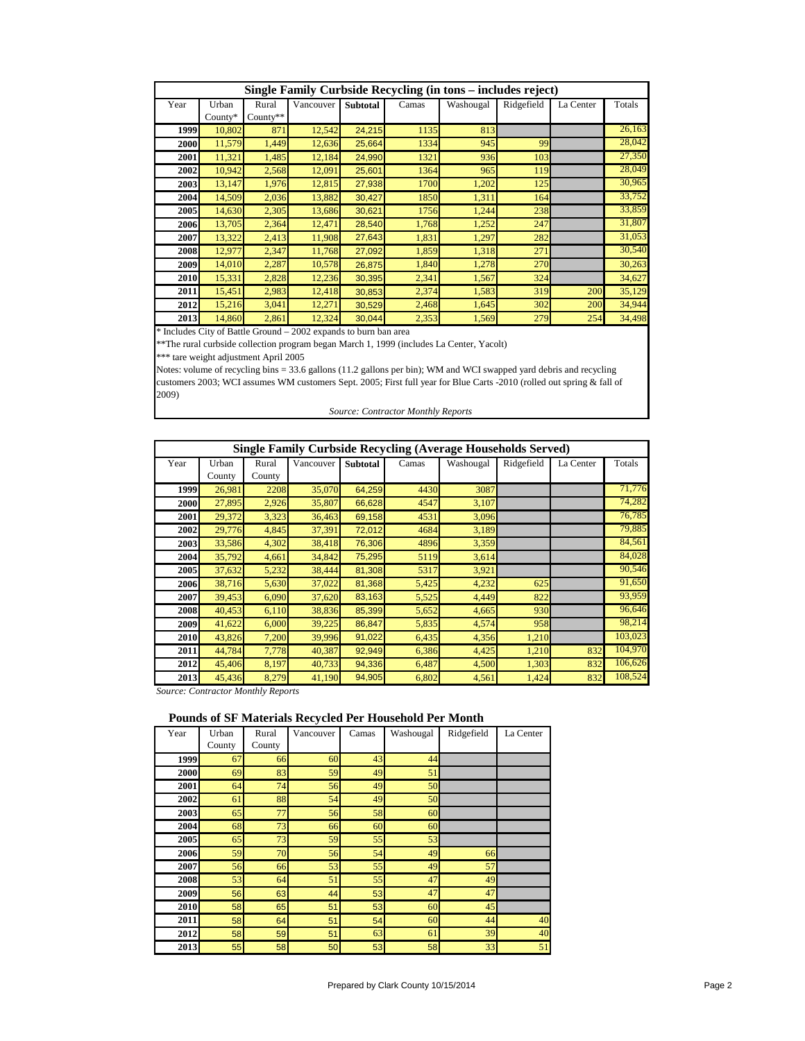| Single Family Curbside Recycling (in tons – includes reject) | | | | | | | | | |
|---|---|---|---|---|---|---|---|---|---|
| Year | Urban County* | Rural County** | Vancouver | **Subtotal** | Camas | Washougal | Ridgefield | La Center | Totals |
| **1999** | 10,802 | 871 | 12,542 | 24,215 | 1135 | 813 | | | 26,163 |
| **2000** | 11,579 | 1,449 | 12,636 | 25,664 | 1334 | 945 | 99 | | 28,042 |
| **2001** | 11,321 | 1,485 | 12,184 | 24,990 | 1321 | 936 | 103 | | 27,350 |
| **2002** | 10,942 | 2,568 | 12,091 | 25,601 | 1364 | 965 | 119 | | 28,049 |
| **2003** | 13,147 | 1,976 | 12,815 | 27,938 | 1700 | 1,202 | 125 | | 30,965 |
| **2004** | 14,509 | 2,036 | 13,882 | 30,427 | 1850 | 1,311 | 164 | | 33,752 |
| **2005** | 14,630 | 2,305 | 13,686 | 30,621 | 1756 | 1,244 | 238 | | 33,859 |
| **2006** | 13,705 | 2,364 | 12,471 | 28,540 | 1,768 | 1,252 | 247 | | 31,807 |
| **2007** | 13,322 | 2,413 | 11,908 | 27,643 | 1,831 | 1,297 | 282 | | 31,053 |
| **2008** | 12,977 | 2,347 | 11,768 | 27,092 | 1,859 | 1,318 | 271 | | 30,540 |
| **2009** | 14,010 | 2,287 | 10,578 | 26,875 | 1,840 | 1,278 | 270 | | 30,263 |
| **2010** | 15,331 | 2,828 | 12,236 | 30,395 | 2,341 | 1,567 | 324 | | 34,627 |
| **2011** | 15,451 | 2,983 | 12,418 | 30,853 | 2,374 | 1,583 | 319 | 200 | 35,129 |
| **2012** | 15,216 | 3,041 | 12,271 | 30,529 | 2,468 | 1,645 | 302 | 200 | 34,944 |
| **2013** | 14,860 | 2,861 | 12,324 | 30,044 | 2,353 | 1,569 | 279 | 254 | 34,498 |

* Includes City of Battle Ground – 2002 expands to burn ban area

**The rural curbside collection program began March 1, 1999 (includes La Center, Yacolt)

*** tare weight adjustment April 2005

Notes: volume of recycling bins = 33.6 gallons (11.2 gallons per bin); WM and WCI swapped yard debris and recycling customers 2003; WCI assumes WM customers Sept. 2005; First full year for Blue Carts -2010 (rolled out spring & fall of 2009)

*Source: Contractor Monthly Reports*

| Single Family Curbside Recycling (Average Households Served) | | | | | | | | | |
|---|---|---|---|---|---|---|---|---|---|
| Year | Urban County | Rural County | Vancouver | **Subtotal** | Camas | Washougal | Ridgefield | La Center | Totals |
| **1999** | 26,981 | 2208 | 35,070 | 64,259 | 4430 | 3087 | | | 71,776 |
| **2000** | 27,895 | 2,926 | 35,807 | 66,628 | 4547 | 3,107 | | | 74,282 |
| **2001** | 29,372 | 3,323 | 36,463 | 69,158 | 4531 | 3,096 | | | 76,785 |
| **2002** | 29,776 | 4,845 | 37,391 | 72,012 | 4684 | 3,189 | | | 79,885 |
| **2003** | 33,586 | 4,302 | 38,418 | 76,306 | 4896 | 3,359 | | | 84,561 |
| **2004** | 35,792 | 4,661 | 34,842 | 75,295 | 5119 | 3,614 | | | 84,028 |
| **2005** | 37,632 | 5,232 | 38,444 | 81,308 | 5317 | 3,921 | | | 90,546 |
| **2006** | 38,716 | 5,630 | 37,022 | 81,368 | 5,425 | 4,232 | 625 | | 91,650 |
| **2007** | 39,453 | 6,090 | 37,620 | 83,163 | 5,525 | 4,449 | 822 | | 93,959 |
| **2008** | 40,453 | 6,110 | 38,836 | 85,399 | 5,652 | 4,665 | 930 | | 96,646 |
| **2009** | 41,622 | 6,000 | 39,225 | 86,847 | 5,835 | 4,574 | 958 | | 98,214 |
| **2010** | 43,826 | 7,200 | 39,996 | 91,022 | 6,435 | 4,356 | 1,210 | | 103,023 |
| **2011** | 44,784 | 7,778 | 40,387 | 92,949 | 6,386 | 4,425 | 1,210 | 832 | 104,970 |
| **2012** | 45,406 | 8,197 | 40,733 | 94,336 | 6,487 | 4,500 | 1,303 | 832 | 106,626 |
| **2013** | 45,436 | 8,279 | 41,190 | 94,905 | 6,802 | 4,561 | 1,424 | 832 | 108,524 |

*Source: Contractor Monthly Reports*

**Pounds of SF Materials Recycled Per Household Per Month**

| Year | Urban County | Rural County | Vancouver | Camas | Washougal | Ridgefield | La Center |
|---|---|---|---|---|---|---|---|
| **1999** | 67 | 66 | 60 | 43 | 44 | | |
| **2000** | 69 | 83 | 59 | 49 | 51 | | |
| **2001** | 64 | 74 | 56 | 49 | 50 | | |
| **2002** | 61 | 88 | 54 | 49 | 50 | | |
| **2003** | 65 | 77 | 56 | 58 | 60 | | |
| **2004** | 68 | 73 | 66 | 60 | 60 | | |
| **2005** | 65 | 73 | 59 | 55 | 53 | | |
| **2006** | 59 | 70 | 56 | 54 | 49 | 66 | |
| **2007** | 56 | 66 | 53 | 55 | 49 | 57 | |
| **2008** | 53 | 64 | 51 | 55 | 47 | 49 | |
| **2009** | 56 | 63 | 44 | 53 | 47 | 47 | |
| **2010** | 58 | 65 | 51 | 53 | 60 | 45 | |
| **2011** | 58 | 64 | 51 | 54 | 60 | 44 | 40 |
| **2012** | 58 | 59 | 51 | 63 | 61 | 39 | 40 |
| **2013** | 55 | 58 | 50 | 53 | 58 | 33 | 51 |

Prepared by Clark County 10/15/2014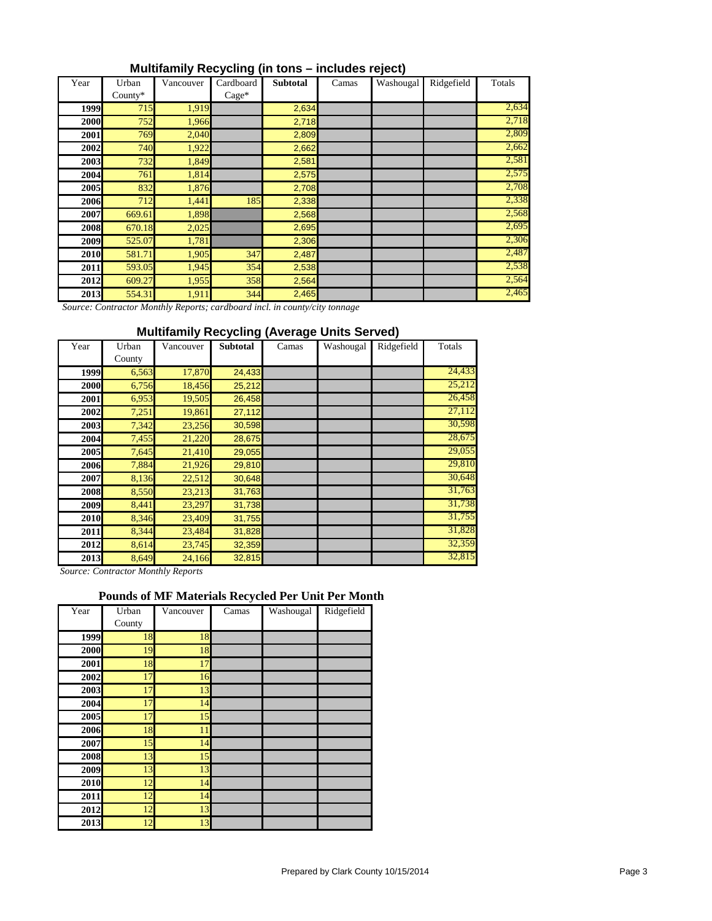## Multifamily Recycling (in tons – includes reject)

| Year | Urban County* | Vancouver | Cardboard Cage* | Subtotal | Camas | Washougal | Ridgefield | Totals |
|---|---|---|---|---|---|---|---|---|
| 1999 | 715 | 1,919 | | 2,634 | | | | 2,634 |
| 2000 | 752 | 1,966 | | 2,718 | | | | 2,718 |
| 2001 | 769 | 2,040 | | 2,809 | | | | 2,809 |
| 2002 | 740 | 1,922 | | 2,662 | | | | 2,662 |
| 2003 | 732 | 1,849 | | 2,581 | | | | 2,581 |
| 2004 | 761 | 1,814 | | 2,575 | | | | 2,575 |
| 2005 | 832 | 1,876 | | 2,708 | | | | 2,708 |
| 2006 | 712 | 1,441 | 185 | 2,338 | | | | 2,338 |
| 2007 | 669.61 | 1,898 | | 2,568 | | | | 2,568 |
| 2008 | 670.18 | 2,025 | | 2,695 | | | | 2,695 |
| 2009 | 525.07 | 1,781 | | 2,306 | | | | 2,306 |
| 2010 | 581.71 | 1,905 | 347 | 2,487 | | | | 2,487 |
| 2011 | 593.05 | 1,945 | 354 | 2,538 | | | | 2,538 |
| 2012 | 609.27 | 1,955 | 358 | 2,564 | | | | 2,564 |
| 2013 | 554.31 | 1,911 | 344 | 2,465 | | | | 2,465 |

*Source: Contractor Monthly Reports; cardboard incl. in county/city tonnage*

## Multifamily Recycling (Average Units Served)

| Year | Urban County | Vancouver | Subtotal | Camas | Washougal | Ridgefield | Totals |
|---|---|---|---|---|---|---|---|
| 1999 | 6,563 | 17,870 | 24,433 | | | | 24,433 |
| 2000 | 6,756 | 18,456 | 25,212 | | | | 25,212 |
| 2001 | 6,953 | 19,505 | 26,458 | | | | 26,458 |
| 2002 | 7,251 | 19,861 | 27,112 | | | | 27,112 |
| 2003 | 7,342 | 23,256 | 30,598 | | | | 30,598 |
| 2004 | 7,455 | 21,220 | 28,675 | | | | 28,675 |
| 2005 | 7,645 | 21,410 | 29,055 | | | | 29,055 |
| 2006 | 7,884 | 21,926 | 29,810 | | | | 29,810 |
| 2007 | 8,136 | 22,512 | 30,648 | | | | 30,648 |
| 2008 | 8,550 | 23,213 | 31,763 | | | | 31,763 |
| 2009 | 8,441 | 23,297 | 31,738 | | | | 31,738 |
| 2010 | 8,346 | 23,409 | 31,755 | | | | 31,755 |
| 2011 | 8,344 | 23,484 | 31,828 | | | | 31,828 |
| 2012 | 8,614 | 23,745 | 32,359 | | | | 32,359 |
| 2013 | 8,649 | 24,166 | 32,815 | | | | 32,815 |

*Source: Contractor Monthly Reports*

## Pounds of MF Materials Recycled Per Unit Per Month

| Year | Urban County | Vancouver | Camas | Washougal | Ridgefield |
|---|---|---|---|---|---|
| 1999 | 18 | 18 | | | |
| 2000 | 19 | 18 | | | |
| 2001 | 18 | 17 | | | |
| 2002 | 17 | 16 | | | |
| 2003 | 17 | 13 | | | |
| 2004 | 17 | 14 | | | |
| 2005 | 17 | 15 | | | |
| 2006 | 18 | 11 | | | |
| 2007 | 15 | 14 | | | |
| 2008 | 13 | 15 | | | |
| 2009 | 13 | 13 | | | |
| 2010 | 12 | 14 | | | |
| 2011 | 12 | 14 | | | |
| 2012 | 12 | 13 | | | |
| 2013 | 12 | 13 | | | |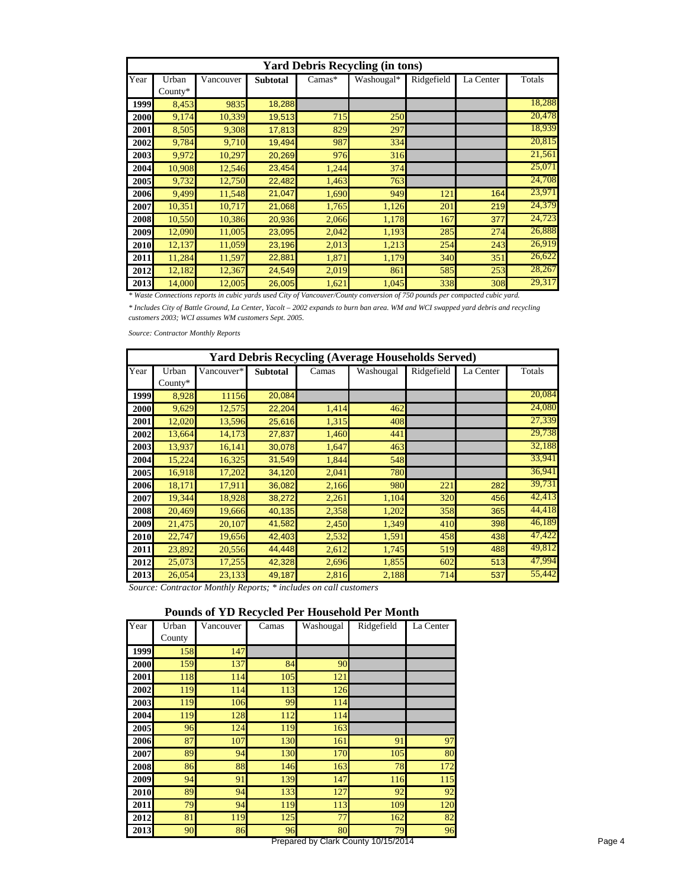| Yard Debris Recycling (in tons) | | | | | | | | |
|---|---|---|---|---|---|---|---|---|
| Year | Urban County* | Vancouver | **Subtotal** | Camas* | Washougal* | Ridgefield | La Center | Totals |
| **1999** | 8,453 | 9835 | 18,288 | | | | | 18,288 |
| **2000** | 9,174 | 10,339 | 19,513 | 715 | 250 | | | 20,478 |
| **2001** | 8,505 | 9,308 | 17,813 | 829 | 297 | | | 18,939 |
| **2002** | 9,784 | 9,710 | 19,494 | 987 | 334 | | | 20,815 |
| **2003** | 9,972 | 10,297 | 20,269 | 976 | 316 | | | 21,561 |
| **2004** | 10,908 | 12,546 | 23,454 | 1,244 | 374 | | | 25,071 |
| **2005** | 9,732 | 12,750 | 22,482 | 1,463 | 763 | | | 24,708 |
| **2006** | 9,499 | 11,548 | 21,047 | 1,690 | 949 | 121 | 164 | 23,971 |
| **2007** | 10,351 | 10,717 | 21,068 | 1,765 | 1,126 | 201 | 219 | 24,379 |
| **2008** | 10,550 | 10,386 | 20,936 | 2,066 | 1,178 | 167 | 377 | 24,723 |
| **2009** | 12,090 | 11,005 | 23,095 | 2,042 | 1,193 | 285 | 274 | 26,888 |
| **2010** | 12,137 | 11,059 | 23,196 | 2,013 | 1,213 | 254 | 243 | 26,919 |
| **2011** | 11,284 | 11,597 | 22,881 | 1,871 | 1,179 | 340 | 351 | 26,622 |
| **2012** | 12,182 | 12,367 | 24,549 | 2,019 | 861 | 585 | 253 | 28,267 |
| **2013** | 14,000 | 12,005 | 26,005 | 1,621 | 1,045 | 338 | 308 | 29,317 |

*\* Waste Connections reports in cubic yards used City of Vancouver/County conversion of 750 pounds per compacted cubic yard.*

*\* Includes City of Battle Ground, La Center, Yacolt – 2002 expands to burn ban area. WM and WCI swapped yard debris and recycling customers 2003; WCI assumes WM customers Sept. 2005.*

*Source: Contractor Monthly Reports*

| Yard Debris Recycling (Average Households Served) | | | | | | | | |
|---|---|---|---|---|---|---|---|---|
| Year | Urban County* | Vancouver* | **Subtotal** | Camas | Washougal | Ridgefield | La Center | Totals |
| **1999** | 8,928 | 11156 | 20,084 | | | | | 20,084 |
| **2000** | 9,629 | 12,575 | 22,204 | 1,414 | 462 | | | 24,080 |
| **2001** | 12,020 | 13,596 | 25,616 | 1,315 | 408 | | | 27,339 |
| **2002** | 13,664 | 14,173 | 27,837 | 1,460 | 441 | | | 29,738 |
| **2003** | 13,937 | 16,141 | 30,078 | 1,647 | 463 | | | 32,188 |
| **2004** | 15,224 | 16,325 | 31,549 | 1,844 | 548 | | | 33,941 |
| **2005** | 16,918 | 17,202 | 34,120 | 2,041 | 780 | | | 36,941 |
| **2006** | 18,171 | 17,911 | 36,082 | 2,166 | 980 | 221 | 282 | 39,731 |
| **2007** | 19,344 | 18,928 | 38,272 | 2,261 | 1,104 | 320 | 456 | 42,413 |
| **2008** | 20,469 | 19,666 | 40,135 | 2,358 | 1,202 | 358 | 365 | 44,418 |
| **2009** | 21,475 | 20,107 | 41,582 | 2,450 | 1,349 | 410 | 398 | 46,189 |
| **2010** | 22,747 | 19,656 | 42,403 | 2,532 | 1,591 | 458 | 438 | 47,422 |
| **2011** | 23,892 | 20,556 | 44,448 | 2,612 | 1,745 | 519 | 488 | 49,812 |
| **2012** | 25,073 | 17,255 | 42,328 | 2,696 | 1,855 | 602 | 513 | 47,994 |
| **2013** | 26,054 | 23,133 | 49,187 | 2,816 | 2,188 | 714 | 537 | 55,442 |

*Source: Contractor Monthly Reports; \* includes on call customers*

**Pounds of YD Recycled Per Household Per Month**

| Year | Urban County | Vancouver | Camas | Washougal | Ridgefield | La Center |
|---|---|---|---|---|---|---|
| **1999** | 158 | 147 | | | | |
| **2000** | 159 | 137 | 84 | 90 | | |
| **2001** | 118 | 114 | 105 | 121 | | |
| **2002** | 119 | 114 | 113 | 126 | | |
| **2003** | 119 | 106 | 99 | 114 | | |
| **2004** | 119 | 128 | 112 | 114 | | |
| **2005** | 96 | 124 | 119 | 163 | | |
| **2006** | 87 | 107 | 130 | 161 | 91 | 97 |
| **2007** | 89 | 94 | 130 | 170 | 105 | 80 |
| **2008** | 86 | 88 | 146 | 163 | 78 | 172 |
| **2009** | 94 | 91 | 139 | 147 | 116 | 115 |
| **2010** | 89 | 94 | 133 | 127 | 92 | 92 |
| **2011** | 79 | 94 | 119 | 113 | 109 | 120 |
| **2012** | 81 | 119 | 125 | 77 | 162 | 82 |
| **2013** | 90 | 86 | 96 | 80 | 79 | 96 |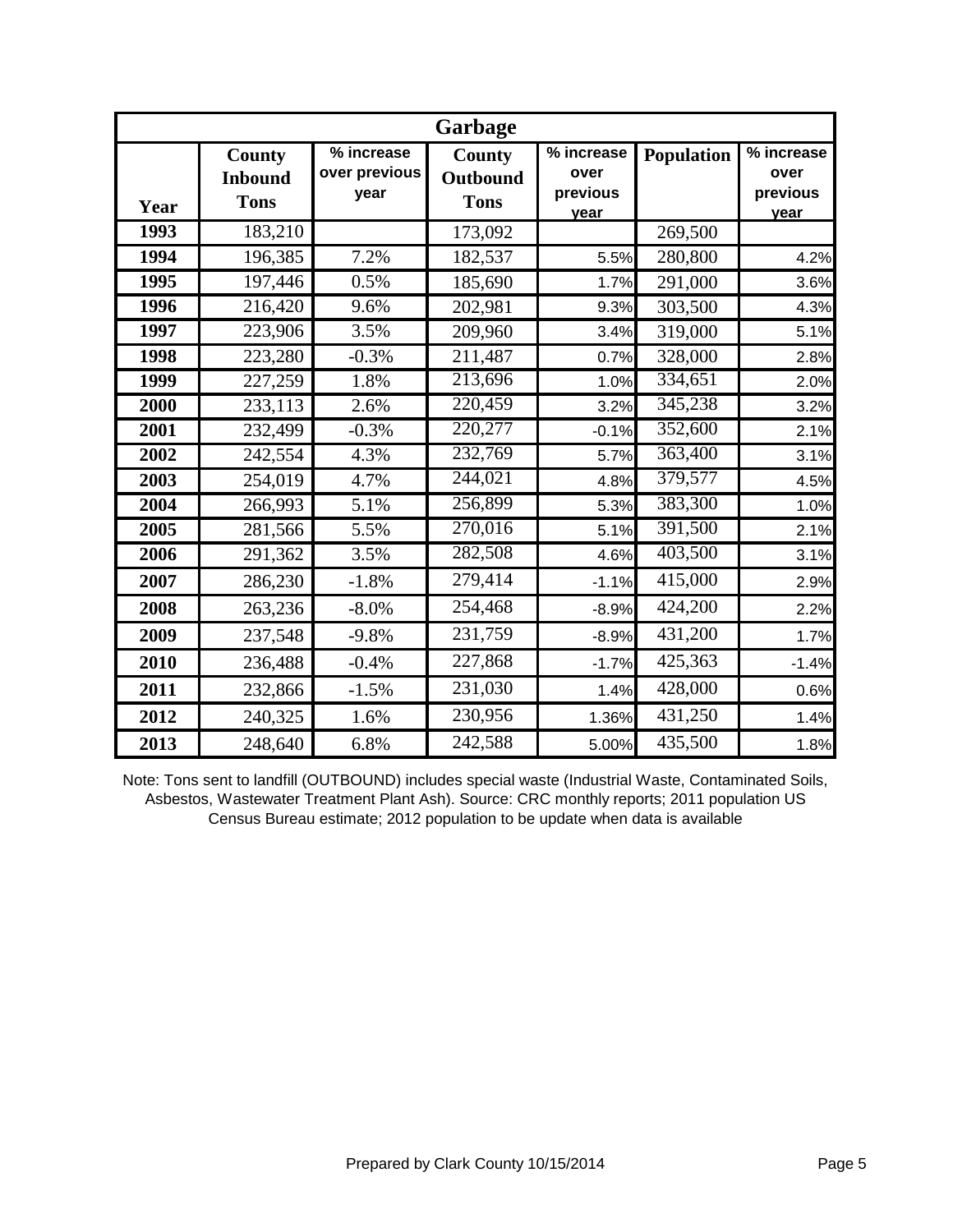| Garbage | | | | | | |
|---|---|---|---|---|---|---|
| Year | County Inbound Tons | % increase over previous year | County Outbound Tons | % increase over previous year | Population | % increase over previous year |
| 1993 | 183,210 | | 173,092 | | 269,500 | |
| 1994 | 196,385 | 7.2% | 182,537 | 5.5% | 280,800 | 4.2% |
| 1995 | 197,446 | 0.5% | 185,690 | 1.7% | 291,000 | 3.6% |
| 1996 | 216,420 | 9.6% | 202,981 | 9.3% | 303,500 | 4.3% |
| 1997 | 223,906 | 3.5% | 209,960 | 3.4% | 319,000 | 5.1% |
| 1998 | 223,280 | -0.3% | 211,487 | 0.7% | 328,000 | 2.8% |
| 1999 | 227,259 | 1.8% | 213,696 | 1.0% | 334,651 | 2.0% |
| 2000 | 233,113 | 2.6% | 220,459 | 3.2% | 345,238 | 3.2% |
| 2001 | 232,499 | -0.3% | 220,277 | -0.1% | 352,600 | 2.1% |
| 2002 | 242,554 | 4.3% | 232,769 | 5.7% | 363,400 | 3.1% |
| 2003 | 254,019 | 4.7% | 244,021 | 4.8% | 379,577 | 4.5% |
| 2004 | 266,993 | 5.1% | 256,899 | 5.3% | 383,300 | 1.0% |
| 2005 | 281,566 | 5.5% | 270,016 | 5.1% | 391,500 | 2.1% |
| 2006 | 291,362 | 3.5% | 282,508 | 4.6% | 403,500 | 3.1% |
| 2007 | 286,230 | -1.8% | 279,414 | -1.1% | 415,000 | 2.9% |
| 2008 | 263,236 | -8.0% | 254,468 | -8.9% | 424,200 | 2.2% |
| 2009 | 237,548 | -9.8% | 231,759 | -8.9% | 431,200 | 1.7% |
| 2010 | 236,488 | -0.4% | 227,868 | -1.7% | 425,363 | -1.4% |
| 2011 | 232,866 | -1.5% | 231,030 | 1.4% | 428,000 | 0.6% |
| 2012 | 240,325 | 1.6% | 230,956 | 1.36% | 431,250 | 1.4% |
| 2013 | 248,640 | 6.8% | 242,588 | 5.00% | 435,500 | 1.8% |

Note: Tons sent to landfill (OUTBOUND) includes special waste (Industrial Waste, Contaminated Soils, Asbestos, Wastewater Treatment Plant Ash). Source: CRC monthly reports; 2011 population US Census Bureau estimate; 2012 population to be update when data is available

Prepared by Clark County 10/15/2014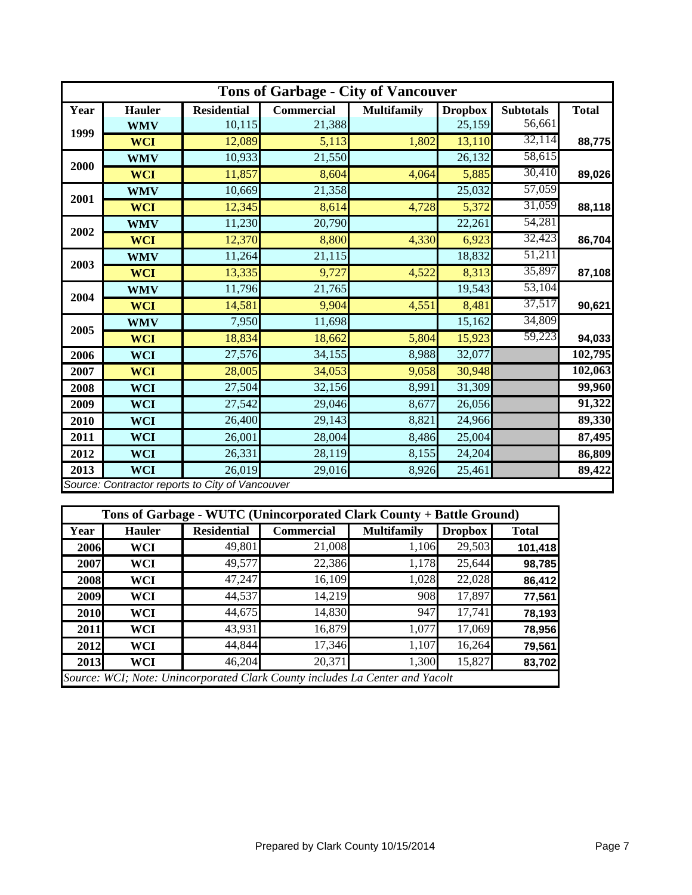| Tons of Garbage - City of Vancouver | | | | | | | |
|---|---|---|---|---|---|---|---|
| Year | Hauler | Residential | Commercial | Multifamily | Dropbox | Subtotals | Total |
| 1999 | WMV | 10,115 | 21,388 | | 25,159 | 56,661 | |
| | WCI | 12,089 | 5,113 | 1,802 | 13,110 | 32,114 | 88,775 |
| 2000 | WMV | 10,933 | 21,550 | | 26,132 | 58,615 | |
| | WCI | 11,857 | 8,604 | 4,064 | 5,885 | 30,410 | 89,026 |
| 2001 | WMV | 10,669 | 21,358 | | 25,032 | 57,059 | |
| | WCI | 12,345 | 8,614 | 4,728 | 5,372 | 31,059 | 88,118 |
| 2002 | WMV | 11,230 | 20,790 | | 22,261 | 54,281 | |
| | WCI | 12,370 | 8,800 | 4,330 | 6,923 | 32,423 | 86,704 |
| 2003 | WMV | 11,264 | 21,115 | | 18,832 | 51,211 | |
| | WCI | 13,335 | 9,727 | 4,522 | 8,313 | 35,897 | 87,108 |
| 2004 | WMV | 11,796 | 21,765 | | 19,543 | 53,104 | |
| | WCI | 14,581 | 9,904 | 4,551 | 8,481 | 37,517 | 90,621 |
| 2005 | WMV | 7,950 | 11,698 | | 15,162 | 34,809 | |
| | WCI | 18,834 | 18,662 | 5,804 | 15,923 | 59,223 | 94,033 |
| 2006 | WCI | 27,576 | 34,155 | 8,988 | 32,077 | | 102,795 |
| 2007 | WCI | 28,005 | 34,053 | 9,058 | 30,948 | | 102,063 |
| 2008 | WCI | 27,504 | 32,156 | 8,991 | 31,309 | | 99,960 |
| 2009 | WCI | 27,542 | 29,046 | 8,677 | 26,056 | | 91,322 |
| 2010 | WCI | 26,400 | 29,143 | 8,821 | 24,966 | | 89,330 |
| 2011 | WCI | 26,001 | 28,004 | 8,486 | 25,004 | | 87,495 |
| 2012 | WCI | 26,331 | 28,119 | 8,155 | 24,204 | | 86,809 |
| 2013 | WCI | 26,019 | 29,016 | 8,926 | 25,461 | | 89,422 |

*Source: Contractor reports to City of Vancouver*

| Tons of Garbage - WUTC (Unincorporated Clark County + Battle Ground) | | | | | | |
|---|---|---|---|---|---|---|
| Year | Hauler | Residential | Commercial | Multifamily | Dropbox | Total |
| 2006 | WCI | 49,801 | 21,008 | 1,106 | 29,503 | 101,418 |
| 2007 | WCI | 49,577 | 22,386 | 1,178 | 25,644 | 98,785 |
| 2008 | WCI | 47,247 | 16,109 | 1,028 | 22,028 | 86,412 |
| 2009 | WCI | 44,537 | 14,219 | 908 | 17,897 | 77,561 |
| 2010 | WCI | 44,675 | 14,830 | 947 | 17,741 | 78,193 |
| 2011 | WCI | 43,931 | 16,879 | 1,077 | 17,069 | 78,956 |
| 2012 | WCI | 44,844 | 17,346 | 1,107 | 16,264 | 79,561 |
| 2013 | WCI | 46,204 | 20,371 | 1,300 | 15,827 | 83,702 |

*Source: WCI; Note: Unincorporated Clark County includes La Center and Yacolt*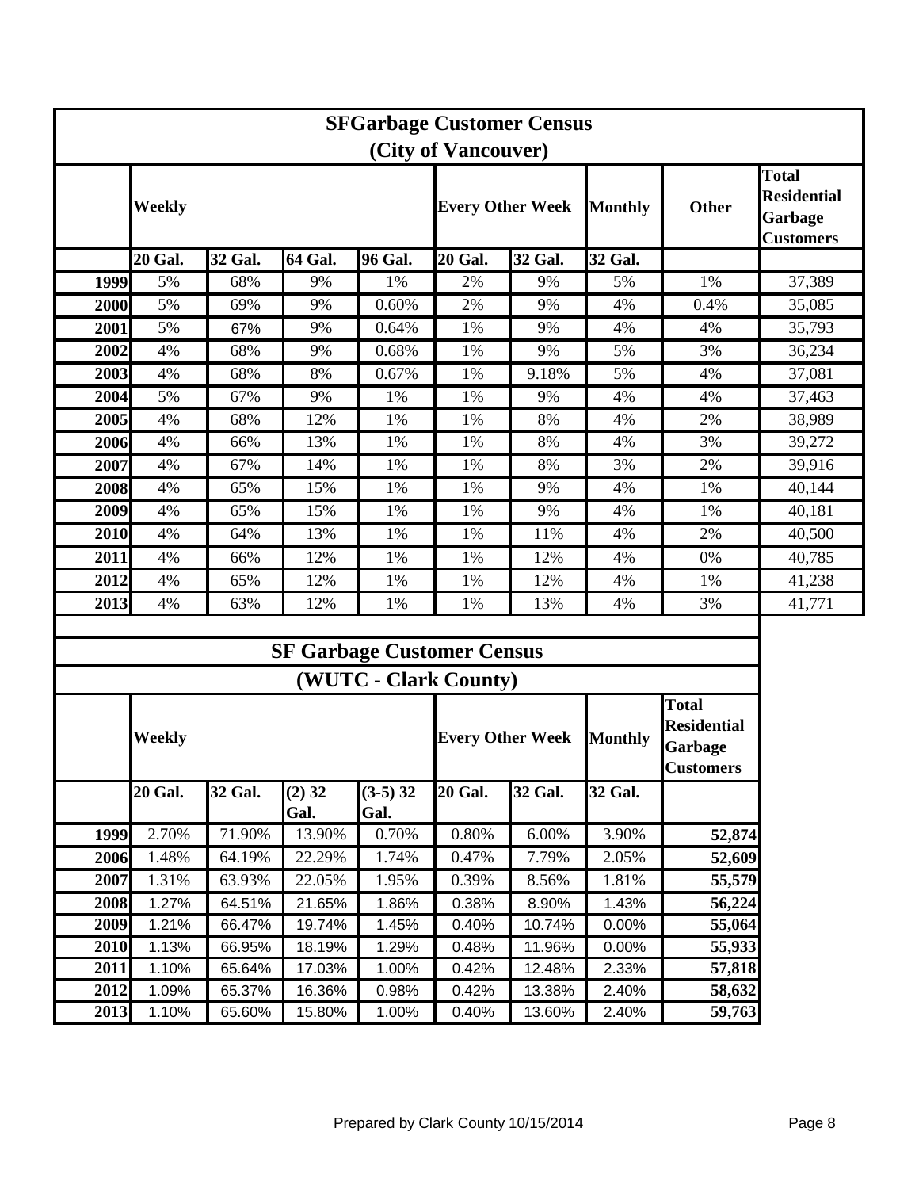## SFGarbage Customer Census
## (City of Vancouver)

| | Weekly | | | | Every Other Week | | Monthly | Other | Total Residential Garbage Customers |
|---|---|---|---|---|---|---|---|---|---|
| | 20 Gal. | 32 Gal. | 64 Gal. | 96 Gal. | 20 Gal. | 32 Gal. | 32 Gal. | | |
| **1999** | 5% | 68% | 9% | 1% | 2% | 9% | 5% | 1% | 37,389 |
| **2000** | 5% | 69% | 9% | 0.60% | 2% | 9% | 4% | 0.4% | 35,085 |
| **2001** | 5% | 67% | 9% | 0.64% | 1% | 9% | 4% | 4% | 35,793 |
| **2002** | 4% | 68% | 9% | 0.68% | 1% | 9% | 5% | 3% | 36,234 |
| **2003** | 4% | 68% | 8% | 0.67% | 1% | 9.18% | 5% | 4% | 37,081 |
| **2004** | 5% | 67% | 9% | 1% | 1% | 9% | 4% | 4% | 37,463 |
| **2005** | 4% | 68% | 12% | 1% | 1% | 8% | 4% | 2% | 38,989 |
| **2006** | 4% | 66% | 13% | 1% | 1% | 8% | 4% | 3% | 39,272 |
| **2007** | 4% | 67% | 14% | 1% | 1% | 8% | 3% | 2% | 39,916 |
| **2008** | 4% | 65% | 15% | 1% | 1% | 9% | 4% | 1% | 40,144 |
| **2009** | 4% | 65% | 15% | 1% | 1% | 9% | 4% | 1% | 40,181 |
| **2010** | 4% | 64% | 13% | 1% | 1% | 11% | 4% | 2% | 40,500 |
| **2011** | 4% | 66% | 12% | 1% | 1% | 12% | 4% | 0% | 40,785 |
| **2012** | 4% | 65% | 12% | 1% | 1% | 12% | 4% | 1% | 41,238 |
| **2013** | 4% | 63% | 12% | 1% | 1% | 13% | 4% | 3% | 41,771 |

## SF Garbage Customer Census
## (WUTC - Clark County)

| | Weekly | | | | Every Other Week | | Monthly | Total Residential Garbage Customers |
|---|---|---|---|---|---|---|---|---|
| | 20 Gal. | 32 Gal. | (2) 32 Gal. | (3-5) 32 Gal. | 20 Gal. | 32 Gal. | 32 Gal. | |
| **1999** | 2.70% | 71.90% | 13.90% | 0.70% | 0.80% | 6.00% | 3.90% | **52,874** |
| **2006** | 1.48% | 64.19% | 22.29% | 1.74% | 0.47% | 7.79% | 2.05% | **52,609** |
| **2007** | 1.31% | 63.93% | 22.05% | 1.95% | 0.39% | 8.56% | 1.81% | **55,579** |
| **2008** | 1.27% | 64.51% | 21.65% | 1.86% | 0.38% | 8.90% | 1.43% | **56,224** |
| **2009** | 1.21% | 66.47% | 19.74% | 1.45% | 0.40% | 10.74% | 0.00% | **55,064** |
| **2010** | 1.13% | 66.95% | 18.19% | 1.29% | 0.48% | 11.96% | 0.00% | **55,933** |
| **2011** | 1.10% | 65.64% | 17.03% | 1.00% | 0.42% | 12.48% | 2.33% | **57,818** |
| **2012** | 1.09% | 65.37% | 16.36% | 0.98% | 0.42% | 13.38% | 2.40% | **58,632** |
| **2013** | 1.10% | 65.60% | 15.80% | 1.00% | 0.40% | 13.60% | 2.40% | **59,763** |

Prepared by Clark County 10/15/2014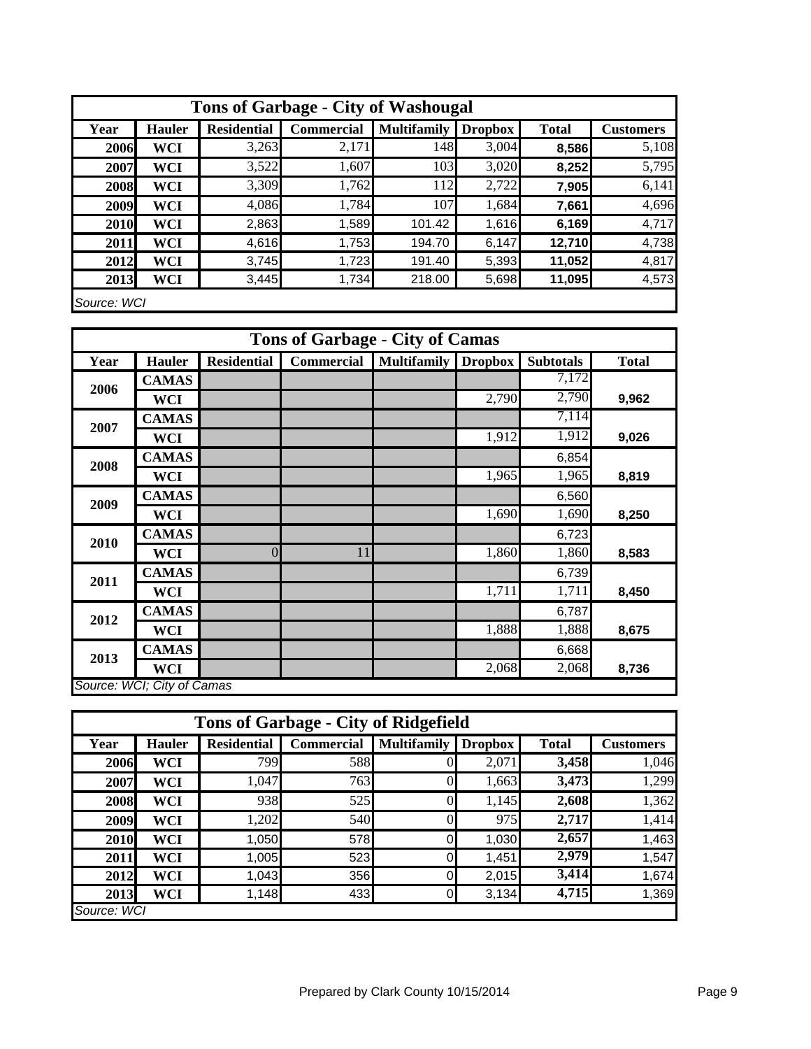| Tons of Garbage - City of Washougal | | | | | | | |
|---|---|---|---|---|---|---|---|
| Year | Hauler | Residential | Commercial | Multifamily | Dropbox | Total | Customers |
| 2006 | WCI | 3,263 | 2,171 | 148 | 3,004 | 8,586 | 5,108 |
| 2007 | WCI | 3,522 | 1,607 | 103 | 3,020 | 8,252 | 5,795 |
| 2008 | WCI | 3,309 | 1,762 | 112 | 2,722 | 7,905 | 6,141 |
| 2009 | WCI | 4,086 | 1,784 | 107 | 1,684 | 7,661 | 4,696 |
| 2010 | WCI | 2,863 | 1,589 | 101.42 | 1,616 | 6,169 | 4,717 |
| 2011 | WCI | 4,616 | 1,753 | 194.70 | 6,147 | 12,710 | 4,738 |
| 2012 | WCI | 3,745 | 1,723 | 191.40 | 5,393 | 11,052 | 4,817 |
| 2013 | WCI | 3,445 | 1,734 | 218.00 | 5,698 | 11,095 | 4,573 |

*Source: WCI*

| Tons of Garbage - City of Camas | | | | | | | |
|---|---|---|---|---|---|---|---|
| Year | Hauler | Residential | Commercial | Multifamily | Dropbox | Subtotals | Total |
| 2006 | CAMAS | | | | | 7,172 | |
| | WCI | | | | 2,790 | 2,790 | 9,962 |
| 2007 | CAMAS | | | | | 7,114 | |
| | WCI | | | | 1,912 | 1,912 | 9,026 |
| 2008 | CAMAS | | | | | 6,854 | |
| | WCI | | | | 1,965 | 1,965 | 8,819 |
| 2009 | CAMAS | | | | | 6,560 | |
| | WCI | | | | 1,690 | 1,690 | 8,250 |
| 2010 | CAMAS | | | | | 6,723 | |
| | WCI | 0 | 11 | | 1,860 | 1,860 | 8,583 |
| 2011 | CAMAS | | | | | 6,739 | |
| | WCI | | | | 1,711 | 1,711 | 8,450 |
| 2012 | CAMAS | | | | | 6,787 | |
| | WCI | | | | 1,888 | 1,888 | 8,675 |
| 2013 | CAMAS | | | | | 6,668 | |
| | WCI | | | | 2,068 | 2,068 | 8,736 |

*Source: WCI; City of Camas*

| Tons of Garbage - City of Ridgefield | | | | | | | |
|---|---|---|---|---|---|---|---|
| Year | Hauler | Residential | Commercial | Multifamily | Dropbox | Total | Customers |
| 2006 | WCI | 799 | 588 | 0 | 2,071 | 3,458 | 1,046 |
| 2007 | WCI | 1,047 | 763 | 0 | 1,663 | 3,473 | 1,299 |
| 2008 | WCI | 938 | 525 | 0 | 1,145 | 2,608 | 1,362 |
| 2009 | WCI | 1,202 | 540 | 0 | 975 | 2,717 | 1,414 |
| 2010 | WCI | 1,050 | 578 | 0 | 1,030 | 2,657 | 1,463 |
| 2011 | WCI | 1,005 | 523 | 0 | 1,451 | 2,979 | 1,547 |
| 2012 | WCI | 1,043 | 356 | 0 | 2,015 | 3,414 | 1,674 |
| 2013 | WCI | 1,148 | 433 | 0 | 3,134 | 4,715 | 1,369 |

*Source: WCI*

Prepared by Clark County 10/15/2014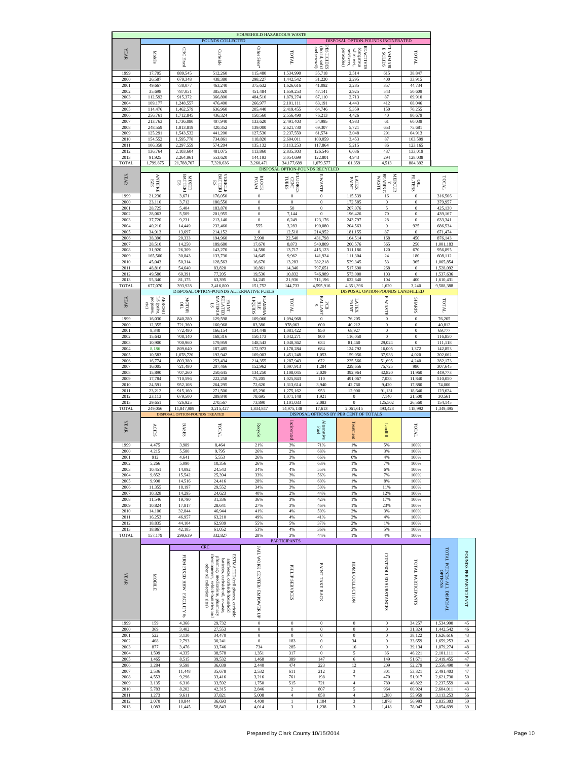# HOUSEHOLD HAZARDOUS WASTE

| YEAR | POUNDS COLLECTED | | | | | DISPOSAL OPTION-POUNDS INCINERATED | | | |
|---|---|---|---|---|---|---|---|---|---|
| | Mobile | CRC Fixed | Curbside | Other Sites* | TOTAL | PESTICIDES (liquid, solid and aerosol) | REACTIVES (dangerous when wet, oxidizers, peroxides) | FLAMMABLE SOLIDS | TOTAL |
| 1999 | 17,705 | 889,545 | 512,260 | 115,480 | 1,534,990 | 35,718 | 2,514 | 615 | 38,847 |
| 2000 | 26,587 | 679,348 | 438,380 | 298,227 | 1,442,542 | 31,220 | 2,295 | 400 | 33,915 |
| 2001 | 49,667 | 738,077 | 463,240 | 375,632 | 1,626,616 | 41,092 | 3,285 | 357 | 44,734 |
| 2002 | 35,698 | 787,051 | 385,020 | 451,484 | 1,659,253 | 47,141 | 2,925 | 543 | 50,609 |
| 2003 | 112,592 | 915,372 | 366,800 | 484,510 | 1,879,274 | 67,110 | 2,713 | 87 | 69,910 |
| 2004 | 109,177 | 1,248,557 | 476,400 | 266,977 | 2,101,111 | 63,191 | 4,443 | 412 | 68,046 |
| 2005 | 114,476 | 1,462,579 | 636,960 | 205,440 | 2,419,455 | 64,746 | 5,359 | 150 | 70,255 |
| 2006 | 256,761 | 1,712,845 | 436,324 | 150,560 | 2,556,490 | 76,213 | 4,426 | 40 | 80,679 |
| 2007 | 213,763 | 1,736,080 | 407,940 | 133,620 | 2,491,403 | 54,995 | 4,983 | 61 | 60,039 |
| 2008 | 248,559 | 1,813,819 | 420,352 | 139,000 | 2,621,730 | 69,307 | 5,721 | 653 | 75,681 |
| 2009 | 125,291 | 1,543,532 | 441,200 | 127,536 | 2,237,559 | 61,574 | 3,048 | 291 | 64,913 |
| 2010 | 154,552 | 1,595,778 | 734,861 | 118,820 | 2,604,011 | 100,059 | 3,453 | 87 | 103,599 |
| 2011 | 106,358 | 2,297,559 | 574,204 | 135,132 | 3,113,253 | 117,864 | 5,215 | 86 | 123,165 |
| 2012 | 136,764 | 2,103,604 | 481,075 | 113,860 | 2,835,303 | 126,546 | 6,036 | 437 | 133,019 |
| 2013 | 91,925 | 2,264,961 | 553,620 | 144,193 | 3,054,699 | 122,801 | 4,943 | 294 | 128,038 |
| TOTAL | 1,799,875 | 21,788,707 | 7,328,636 | 3,260,471 | 34,177,689 | 1,079,577 | 61,359 | 4,513 | 884,392 |

| YEAR | DISPOSAL OPTION-POUNDS RECYCLED | | | | | | | | | |
|---|---|---|---|---|---|---|---|---|---|---|
| | ANTIFREEZE | MIXED BATTERIES | VEHICLE BATTERIES | BLOCK FOAM | FLUORESCENT TUBES | E-WASTE | LATEX PAINT | MERCURY BEARING WASTE | OIL FILTERS | TOTAL |
| 1999 | 21,230 | 3,671 | 176,050 | 0 | 0 | 0 | 115,539 | 16 | 0 | 316,506 |
| 2000 | 23,110 | 3,712 | 180,550 | 0 | 0 | 0 | 172,585 | 0 | 0 | 379,957 |
| 2001 | 28,725 | 5,404 | 183,870 | 0 | 50 | 0 | 207,076 | 5 | 0 | 425,130 |
| 2002 | 28,063 | 5,509 | 201,955 | 0 | 7,144 | 0 | 196,426 | 70 | 0 | 439,167 |
| 2003 | 37,720 | 9,231 | 213,140 | 0 | 6,249 | 123,176 | 243,797 | 28 | 0 | 633,341 |
| 2004 | 40,210 | 14,449 | 232,460 | 555 | 3,283 | 190,080 | 204,563 | 9 | 925 | 686,534 |
| 2005 | 34,913 | 13,697 | 214,152 | 0 | 12,518 | 214,952 | 181,155 | 87 | 0 | 671,474 |
| 2006 | 38,390 | 20,333 | 194,960 | 2,990 | 22,540 | 431,798 | 164,514 | 168 | 450 | 876,143 |
| 2007 | 28,510 | 14,250 | 189,680 | 17,670 | 8,873 | 540,809 | 200,576 | 565 | 250 | 1,001,183 |
| 2008 | 31,920 | 26,309 | 143,270 | 14,580 | 13,717 | 415,123 | 311,186 | 120 | 670 | 956,895 |
| 2009 | 165,500 | 30,843 | 133,730 | 14,645 | 9,962 | 141,924 | 111,304 | 24 | 180 | 608,112 |
| 2010 | 45,043 | 50,314 | 128,563 | 16,670 | 13,283 | 282,218 | 529,345 | 53 | 365 | 1,065,854 |
| 2011 | 48,816 | 54,640 | 83,820 | 10,861 | 14,346 | 797,651 | 517,690 | 268 | 0 | 1,528,092 |
| 2012 | 49,580 | 60,391 | 77,205 | 19,536 | 10,832 | 746,989 | 573,000 | 103 | 0 | 1,537,636 |
| 2013 | 55,340 | 81,175 | 63,395 | 54,245 | 21,936 | 711,196 | 622,640 | 104 | 400 | 1,610,431 |
| TOTAL | 677,070 | 393,928 | 2,416,800 | 151,752 | 144,733 | 4,595,916 | 4,351,396 | 1,620 | 3,240 | 9,588,388 |

| YEAR | DISPOSAL OPTION-POUNDS ALTERNATIVE FUELS | | | | | DISPOSAL OPTION-POUNDS LANDFILLED | | | | |
|---|---|---|---|---|---|---|---|---|---|---|
| | AEROSOLS (paint, propanes, etc) | MOTOR OIL | PAINT RELATED MATERIALS | FLAMMABLE LIQUIDS | TOTAL | PCB BALLASTS | LATEX PAINT | E-WASTE | SHARPS | TOTAL |
| 1999 | 16,030 | 840,280 | 129,598 | 109,060 | 1,094,968 | 0 | 76,205 | 0 | 0 | 76,205 |
| 2000 | 12,355 | 721,360 | 160,968 | 83,380 | 978,063 | 600 | 40,212 | 0 | 0 | 40,812 |
| 2001 | 8,340 | 772,480 | 166,154 | 134,448 | 1,081,422 | 850 | 68,927 | 0 | 0 | 69,777 |
| 2002 | 15,642 | 708,140 | 168,316 | 150,173 | 1,042,271 | 800 | 116,050 | 0 | 0 | 116,850 |
| 2003 | 10,900 | 700,960 | 179,959 | 148,543 | 1,040,362 | 634 | 81,460 | 29,024 | 0 | 111,118 |
| 2004 | 8,186 | 809,640 | 187,485 | 172,973 | 1,178,284 | 684 | 124,792 | 16,005 | 1,372 | 142,853 |
| 2005 | 10,583 | 1,078,720 | 192,942 | 169,003 | 1,451,248 | 1,053 | 159,056 | 37,933 | 4,020 | 202,062 |
| 2006 | 16,774 | 803,380 | 253,434 | 214,355 | 1,287,943 | 672 | 225,566 | 51,695 | 4,240 | 282,173 |
| 2007 | 16,005 | 721,480 | 207,466 | 152,962 | 1,097,913 | 1,284 | 229,656 | 75,725 | 980 | 307,645 |
| 2008 | 15,890 | 707,260 | 250,645 | 134,250 | 1,108,045 | 2,029 | 392,964 | 42,820 | 11,960 | 449,773 |
| 2009 | 17,784 | 710,596 | 222,258 | 75,205 | 1,025,843 | 110 | 491,067 | 7,033 | 11,840 | 510,050 |
| 2010 | 24,591 | 952,108 | 264,295 | 72,620 | 1,313,614 | 3,940 | 42,760 | 9,420 | 17,880 | 74,000 |
| 2011 | 23,212 | 915,160 | 271,500 | 65,290 | 1,275,162 | 953 | 12,900 | 91,131 | 18,640 | 123,624 |
| 2012 | 23,113 | 679,500 | 289,840 | 78,695 | 1,071,148 | 1,921 | 0 | 7,140 | 21,500 | 30,561 |
| 2013 | 29,651 | 726,925 | 270,567 | 73,890 | 1,101,033 | 2,083 | 0 | 125,502 | 26,560 | 154,145 |
| TOTAL | 249,056 | 11,847,989 | 3,215,427 | 1,834,847 | 14,975,138 | 17,613 | 2,061,615 | 493,428 | 118,992 | 1,349,495 |

| YEAR | DISPOSAL OPTION-POUNDS TREATED | | | DISPOSAL OPTION BY PER CENT OF TOTALS | | | | | |
|---|---|---|---|---|---|---|---|---|---|
| | ACIDS | BASES | TOTAL | Recycle | Incinerated | Alternative Fuel | Treatment | Landfill | TOTAL |
| 1999 | 4,475 | 3,989 | 8,464 | 21% | 3% | 71% | 1% | 5% | 100% |
| 2000 | 4,215 | 5,580 | 9,795 | 26% | 2% | 68% | 1% | 3% | 100% |
| 2001 | 912 | 4,641 | 5,553 | 26% | 3% | 66% | 0% | 4% | 100% |
| 2002 | 5,266 | 5,090 | 10,356 | 26% | 3% | 63% | 1% | 7% | 100% |
| 2003 | 10,451 | 14,092 | 24,543 | 34% | 4% | 55% | 1% | 6% | 100% |
| 2004 | 9,852 | 15,542 | 25,394 | 33% | 3% | 56% | 1% | 7% | 100% |
| 2005 | 9,900 | 14,516 | 24,416 | 28% | 3% | 60% | 1% | 8% | 100% |
| 2006 | 11,355 | 18,197 | 29,552 | 34% | 3% | 50% | 1% | 11% | 100% |
| 2007 | 10,328 | 14,295 | 24,623 | 40% | 2% | 44% | 1% | 12% | 100% |
| 2008 | 11,546 | 19,790 | 31,336 | 36% | 3% | 42% | 1% | 17% | 100% |
| 2009 | 10,824 | 17,817 | 28,641 | 27% | 3% | 46% | 1% | 23% | 100% |
| 2010 | 14,100 | 32,844 | 46,944 | 41% | 4% | 50% | 2% | 3% | 100% |
| 2011 | 16,253 | 46,957 | 63,210 | 49% | 4% | 41% | 2% | 4% | 100% |
| 2012 | 18,835 | 44,104 | 62,939 | 55% | 5% | 37% | 2% | 1% | 100% |
| 2013 | 18,867 | 42,185 | 61,052 | 53% | 4% | 36% | 2% | 5% | 100% |
| TOTAL | 157,179 | 299,639 | 332,827 | 28% | 3% | 44% | 1% | 4% | 100% |

| YEAR | PARTICIPANTS | | | | | | | | | | |
|---|---|---|---|---|---|---|---|---|---|---|---|
| | MOBILE | CRC FIRM FIXED HHW FACILITY # | CRC ESTIMATED (cell phones, curbside antifreeze, curbside household batteries, curbside oil, e-waste, pharmacy medications, pharmacy thermometers, vehicle batteries and other oil collection sites) | JAIL WORK CENTER/ EMPOWER UP | PHILIP SERVICES | PAINT TAKE BACK | HOME COLLECTION | CONTROLLED SUBSTANCES | TOTAL PARTICIPANTS | TOTAL POUNDS ALL DISPOSAL OPTIONS | POUNDS PER PARTICIPANT |
| 1999 | 159 | 4,366 | 29,732 | 0 | 0 | 0 | 0 | 0 | 34,257 | 1,534,990 | 45 |
| 2000 | 369 | 3,402 | 27,553 | 0 | 0 | 0 | 0 | 0 | 31,324 | 1,442,542 | 46 |
| 2001 | 522 | 3,130 | 34,470 | 0 | 0 | 0 | 0 | 0 | 38,122 | 1,626,616 | 43 |
| 2002 | 408 | 2,793 | 30,241 | 0 | 183 | 0 | 34 | 0 | 33,659 | 1,659,253 | 49 |
| 2003 | 877 | 3,476 | 33,746 | 734 | 285 | 0 | 16 | 0 | 39,134 | 1,879,274 | 48 |
| 2004 | 1,599 | 4,335 | 38,578 | 1,351 | 317 | 0 | 5 | 36 | 46,221 | 2,101,111 | 45 |
| 2005 | 1,465 | 8,515 | 39,532 | 1,468 | 389 | 147 | 6 | 149 | 51,671 | 2,419,455 | 47 |
| 2006 | 3,284 | 9,598 | 36,039 | 2,440 | 474 | 223 | 12 | 209 | 52,279 | 2,556,490 | 49 |
| 2007 | 2,536 | 11,448 | 35,678 | 2,532 | 611 | 212 | 3 | 301 | 53,321 | 2,491,403 | 47 |
| 2008 | 4,553 | 9,296 | 33,416 | 3,216 | 761 | 198 | 7 | 470 | 51,917 | 2,621,730 | 50 |
| 2009 | 3,135 | 6,316 | 33,592 | 1,750 | 515 | 721 | 4 | 789 | 46,822 | 2,237,559 | 48 |
| 2010 | 5,783 | 8,202 | 42,315 | 2,846 | 2 | 807 | 5 | 964 | 60,924 | 2,604,011 | 43 |
| 2011 | 1,273 | 9,611 | 37,821 | 5,008 | 4 | 858 | 4 | 1,380 | 55,959 | 3,113,253 | 56 |
| 2012 | 2,070 | 10,844 | 36,693 | 4,400 | 1 | 1,104 | 3 | 1,878 | 56,993 | 2,835,303 | 50 |
| 2013 | 1,083 | 11,445 | 58,843 | 4,014 | 3 | 1,238 | 3 | 1,418 | 78,047 | 3,054,699 | 39 |

Prepared by Clark County 10/15/2014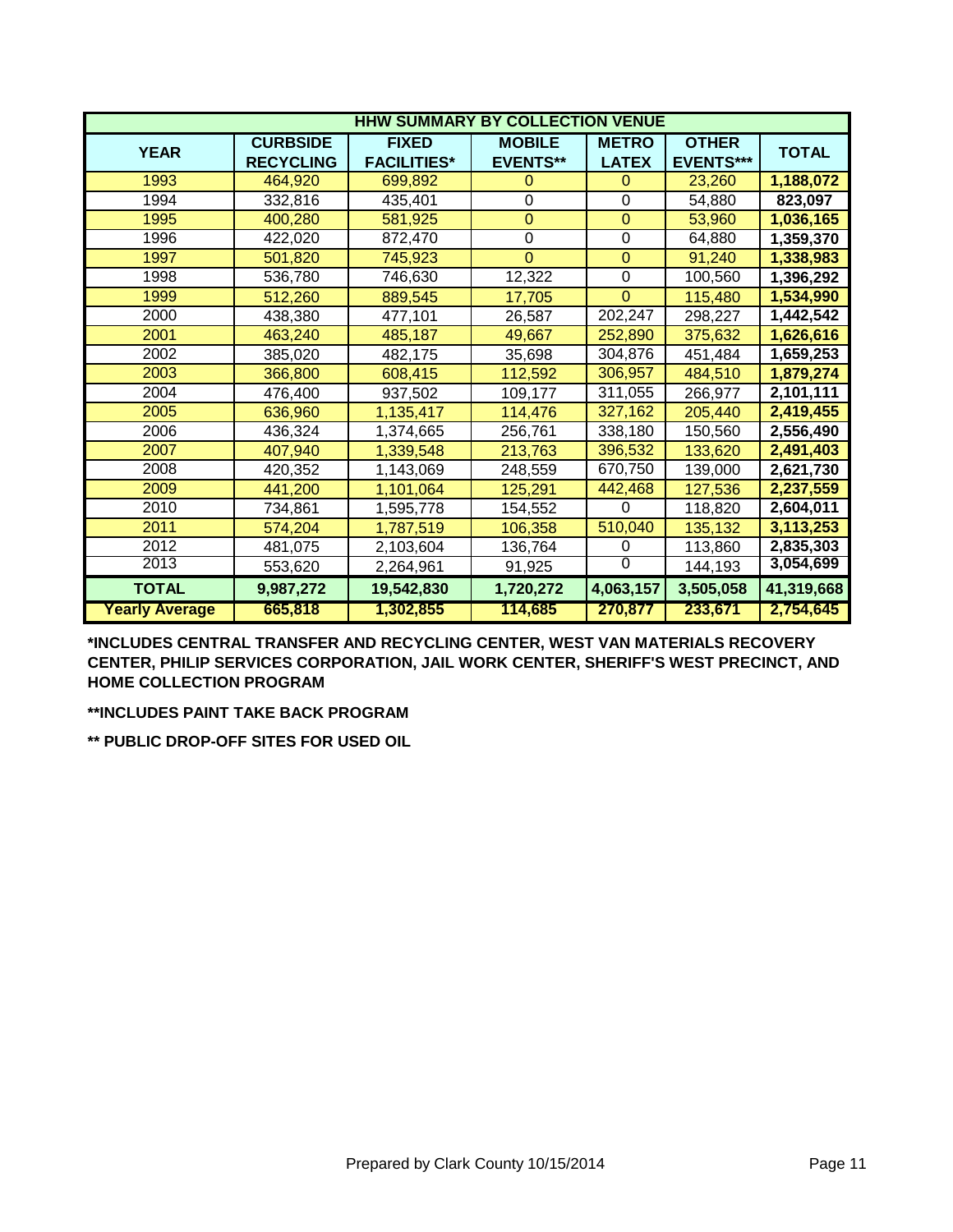| HHW SUMMARY BY COLLECTION VENUE | | | | | | |
|---|---|---|---|---|---|---|
| YEAR | CURBSIDE RECYCLING | FIXED FACILITIES* | MOBILE EVENTS** | METRO LATEX | OTHER EVENTS*** | TOTAL |
| 1993 | 464,920 | 699,892 | 0 | 0 | 23,260 | 1,188,072 |
| 1994 | 332,816 | 435,401 | 0 | 0 | 54,880 | 823,097 |
| 1995 | 400,280 | 581,925 | 0 | 0 | 53,960 | 1,036,165 |
| 1996 | 422,020 | 872,470 | 0 | 0 | 64,880 | 1,359,370 |
| 1997 | 501,820 | 745,923 | 0 | 0 | 91,240 | 1,338,983 |
| 1998 | 536,780 | 746,630 | 12,322 | 0 | 100,560 | 1,396,292 |
| 1999 | 512,260 | 889,545 | 17,705 | 0 | 115,480 | 1,534,990 |
| 2000 | 438,380 | 477,101 | 26,587 | 202,247 | 298,227 | 1,442,542 |
| 2001 | 463,240 | 485,187 | 49,667 | 252,890 | 375,632 | 1,626,616 |
| 2002 | 385,020 | 482,175 | 35,698 | 304,876 | 451,484 | 1,659,253 |
| 2003 | 366,800 | 608,415 | 112,592 | 306,957 | 484,510 | 1,879,274 |
| 2004 | 476,400 | 937,502 | 109,177 | 311,055 | 266,977 | 2,101,111 |
| 2005 | 636,960 | 1,135,417 | 114,476 | 327,162 | 205,440 | 2,419,455 |
| 2006 | 436,324 | 1,374,665 | 256,761 | 338,180 | 150,560 | 2,556,490 |
| 2007 | 407,940 | 1,339,548 | 213,763 | 396,532 | 133,620 | 2,491,403 |
| 2008 | 420,352 | 1,143,069 | 248,559 | 670,750 | 139,000 | 2,621,730 |
| 2009 | 441,200 | 1,101,064 | 125,291 | 442,468 | 127,536 | 2,237,559 |
| 2010 | 734,861 | 1,595,778 | 154,552 | 0 | 118,820 | 2,604,011 |
| 2011 | 574,204 | 1,787,519 | 106,358 | 510,040 | 135,132 | 3,113,253 |
| 2012 | 481,075 | 2,103,604 | 136,764 | 0 | 113,860 | 2,835,303 |
| 2013 | 553,620 | 2,264,961 | 91,925 | 0 | 144,193 | 3,054,699 |
| TOTAL | 9,987,272 | 19,542,830 | 1,720,272 | 4,063,157 | 3,505,058 | 41,319,668 |
| Yearly Average | 665,818 | 1,302,855 | 114,685 | 270,877 | 233,671 | 2,754,645 |

**\*INCLUDES CENTRAL TRANSFER AND RECYCLING CENTER, WEST VAN MATERIALS RECOVERY CENTER, PHILIP SERVICES CORPORATION, JAIL WORK CENTER, SHERIFF'S WEST PRECINCT, AND HOME COLLECTION PROGRAM**

**\*\*INCLUDES PAINT TAKE BACK PROGRAM**

**\*\* PUBLIC DROP-OFF SITES FOR USED OIL**

Prepared by Clark County 10/15/2014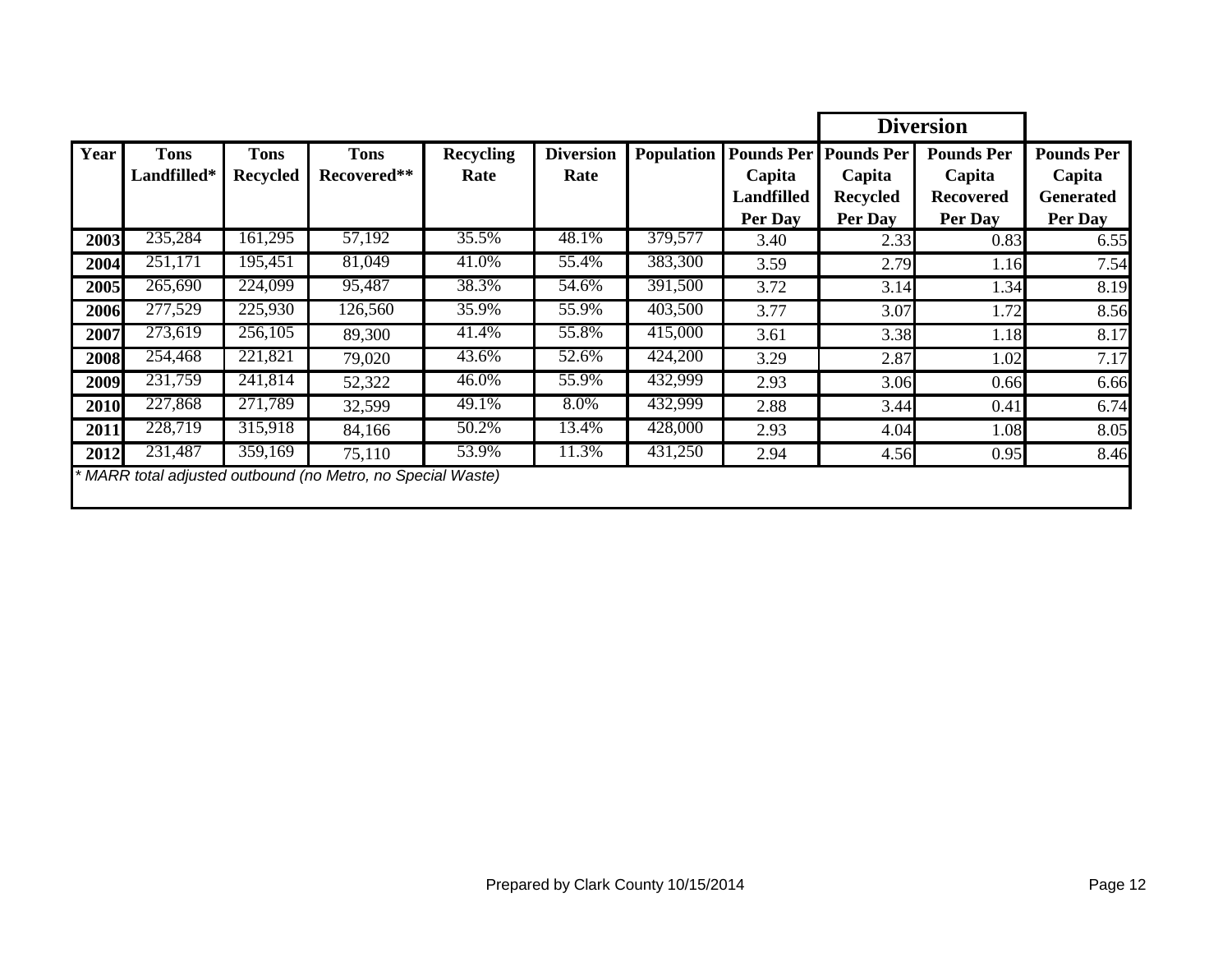| | | | | | | | | Diversion | | |
|---|---|---|---|---|---|---|---|---|---|---|
| **Year** | **Tons Landfilled*** | **Tons Recycled** | **Tons Recovered**** | **Recycling Rate** | **Diversion Rate** | **Population** | **Pounds Per Capita Landfilled Per Day** | **Pounds Per Capita Recycled Per Day** | **Pounds Per Capita Recovered Per Day** | **Pounds Per Capita Generated Per Day** |
| **2003** | 235,284 | 161,295 | 57,192 | 35.5% | 48.1% | 379,577 | 3.40 | 2.33 | 0.83 | 6.55 |
| **2004** | 251,171 | 195,451 | 81,049 | 41.0% | 55.4% | 383,300 | 3.59 | 2.79 | 1.16 | 7.54 |
| **2005** | 265,690 | 224,099 | 95,487 | 38.3% | 54.6% | 391,500 | 3.72 | 3.14 | 1.34 | 8.19 |
| **2006** | 277,529 | 225,930 | 126,560 | 35.9% | 55.9% | 403,500 | 3.77 | 3.07 | 1.72 | 8.56 |
| **2007** | 273,619 | 256,105 | 89,300 | 41.4% | 55.8% | 415,000 | 3.61 | 3.38 | 1.18 | 8.17 |
| **2008** | 254,468 | 221,821 | 79,020 | 43.6% | 52.6% | 424,200 | 3.29 | 2.87 | 1.02 | 7.17 |
| **2009** | 231,759 | 241,814 | 52,322 | 46.0% | 55.9% | 432,999 | 2.93 | 3.06 | 0.66 | 6.66 |
| **2010** | 227,868 | 271,789 | 32,599 | 49.1% | 8.0% | 432,999 | 2.88 | 3.44 | 0.41 | 6.74 |
| **2011** | 228,719 | 315,918 | 84,166 | 50.2% | 13.4% | 428,000 | 2.93 | 4.04 | 1.08 | 8.05 |
| **2012** | 231,487 | 359,169 | 75,110 | 53.9% | 11.3% | 431,250 | 2.94 | 4.56 | 0.95 | 8.46 |

*\* MARR total adjusted outbound (no Metro, no Special Waste)*

Prepared by Clark County 10/15/2014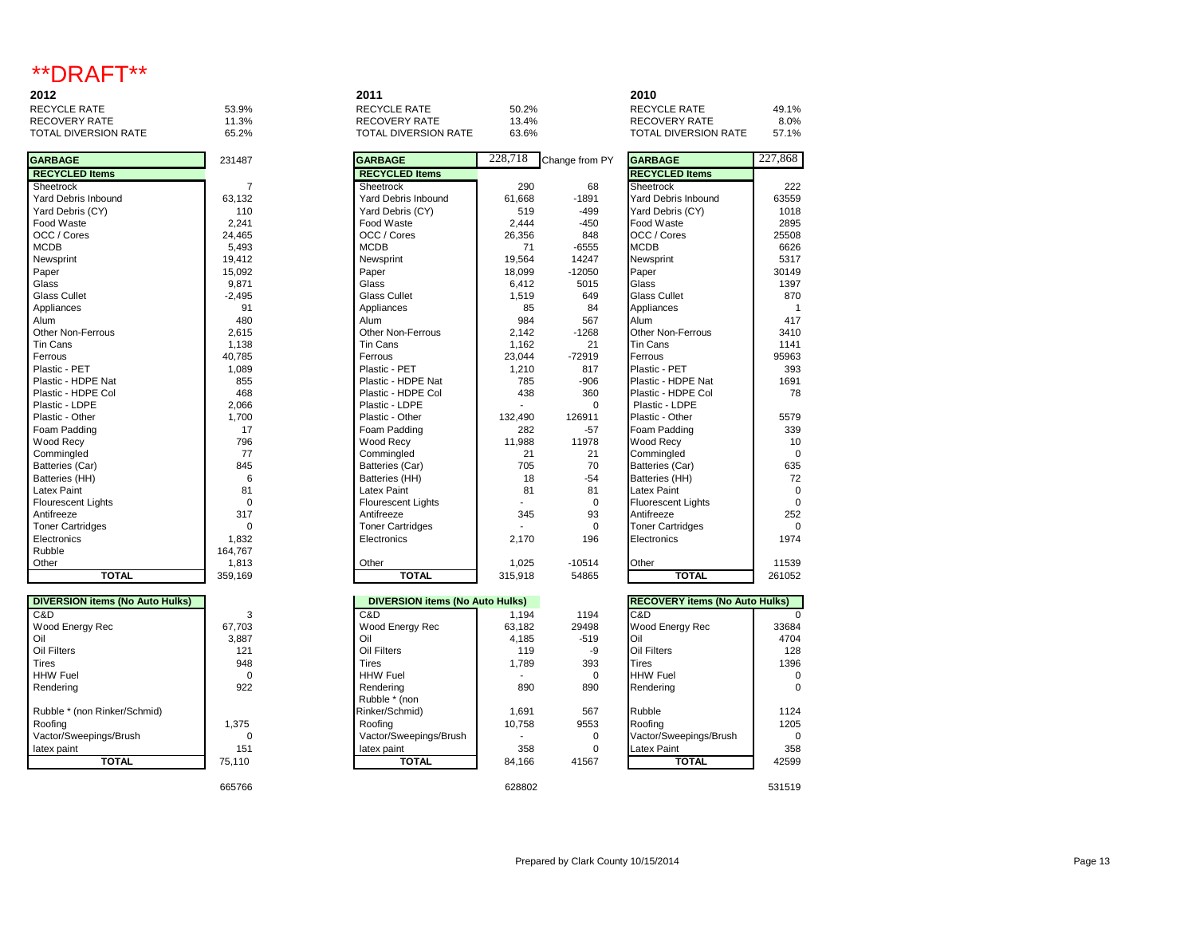**\*\*DRAFT\*\***

| 2012 | | 2011 | | | 2010 | |
|---|---|---|---|---|---|---|
| RECYCLE RATE | 53.9% | RECYCLE RATE | 50.2% | | RECYCLE RATE | 49.1% |
| RECOVERY RATE | 11.3% | RECOVERY RATE | 13.4% | | RECOVERY RATE | 8.0% |
| TOTAL DIVERSION RATE | 65.2% | TOTAL DIVERSION RATE | 63.6% | | TOTAL DIVERSION RATE | 57.1% |

| 2012 | | 2011 | | | 2010 | |
|---|---|---|---|---|---|---|
| **GARBAGE** | 231487 | **GARBAGE** | 228,718 | Change from PY | **GARBAGE** | 227,868 |
| **RECYCLED Items** | | **RECYCLED Items** | | | **RECYCLED Items** | |
| Sheetrock | 7 | Sheetrock | 290 | 68 | Sheetrock | 222 |
| Yard Debris Inbound | 63,132 | Yard Debris Inbound | 61,668 | -1891 | Yard Debris Inbound | 63559 |
| Yard Debris (CY) | 110 | Yard Debris (CY) | 519 | -499 | Yard Debris (CY) | 1018 |
| Food Waste | 2,241 | Food Waste | 2,444 | -450 | Food Waste | 2895 |
| OCC / Cores | 24,465 | OCC / Cores | 26,356 | 848 | OCC / Cores | 25508 |
| MCDB | 5,493 | MCDB | 71 | -6555 | MCDB | 6626 |
| Newsprint | 19,412 | Newsprint | 19,564 | 14247 | Newsprint | 5317 |
| Paper | 15,092 | Paper | 18,099 | -12050 | Paper | 30149 |
| Glass | 9,871 | Glass | 6,412 | 5015 | Glass | 1397 |
| Glass Cullet | -2,495 | Glass Cullet | 1,519 | 649 | Glass Cullet | 870 |
| Appliances | 91 | Appliances | 85 | 84 | Appliances | 1 |
| Alum | 480 | Alum | 984 | 567 | Alum | 417 |
| Other Non-Ferrous | 2,615 | Other Non-Ferrous | 2,142 | -1268 | Other Non-Ferrous | 3410 |
| Tin Cans | 1,138 | Tin Cans | 1,162 | 21 | Tin Cans | 1141 |
| Ferrous | 40,785 | Ferrous | 23,044 | -72919 | Ferrous | 95963 |
| Plastic - PET | 1,089 | Plastic - PET | 1,210 | 817 | Plastic - PET | 393 |
| Plastic - HDPE Nat | 855 | Plastic - HDPE Nat | 785 | -906 | Plastic - HDPE Nat | 1691 |
| Plastic - HDPE Col | 468 | Plastic - HDPE Col | 438 | 360 | Plastic - HDPE Col | 78 |
| Plastic - LDPE | 2,066 | Plastic - LDPE | - | 0 | Plastic - LDPE | |
| Plastic - Other | 1,700 | Plastic - Other | 132,490 | 126911 | Plastic - Other | 5579 |
| Foam Padding | 17 | Foam Padding | 282 | -57 | Foam Padding | 339 |
| Wood Recy | 796 | Wood Recy | 11,988 | 11978 | Wood Recy | 10 |
| Commingled | 77 | Commingled | 21 | 21 | Commingled | 0 |
| Batteries (Car) | 845 | Batteries (Car) | 705 | 70 | Batteries (Car) | 635 |
| Batteries (HH) | 6 | Batteries (HH) | 18 | -54 | Batteries (HH) | 72 |
| Latex Paint | 81 | Latex Paint | 81 | 81 | Latex Paint | 0 |
| Flourescent Lights | 0 | Flourescent Lights | - | 0 | Flourescent Lights | 0 |
| Antifreeze | 317 | Antifreeze | 345 | 93 | Antifreeze | 252 |
| Toner Cartridges | 0 | Toner Cartridges | - | 0 | Toner Cartridges | 0 |
| Electronics | 1,832 | Electronics | 2,170 | 196 | Electronics | 1974 |
| Rubble | 164,767 | | | | | |
| Other | 1,813 | Other | 1,025 | -10514 | Other | 11539 |
| **TOTAL** | 359,169 | **TOTAL** | 315,918 | 54865 | **TOTAL** | 261052 |

| 2012 | | 2011 | | | 2010 | |
|---|---|---|---|---|---|---|
| **DIVERSION items (No Auto Hulks)** | | **DIVERSION items (No Auto Hulks)** | | | **RECOVERY items (No Auto Hulks)** | |
| C&D | 3 | C&D | 1,194 | 1194 | C&D | 0 |
| Wood Energy Rec | 67,703 | Wood Energy Rec | 63,182 | 29498 | Wood Energy Rec | 33684 |
| Oil | 3,887 | Oil | 4,185 | -519 | Oil | 4704 |
| Oil Filters | 121 | Oil Filters | 119 | -9 | Oil Filters | 128 |
| Tires | 948 | Tires | 1,789 | 393 | Tires | 1396 |
| HHW Fuel | 0 | HHW Fuel | - | 0 | HHW Fuel | 0 |
| Rendering | 922 | Rendering | 890 | 890 | Rendering | 0 |
| Rubble * (non Rinker/Schmid) | | Rubble * (non Rinker/Schmid) | 1,691 | 567 | Rubble | 1124 |
| Roofing | 1,375 | Roofing | 10,758 | 9553 | Roofing | 1205 |
| Vactor/Sweepings/Brush | 0 | Vactor/Sweepings/Brush | - | 0 | Vactor/Sweepings/Brush | 0 |
| latex paint | 151 | latex paint | 358 | 0 | Latex Paint | 358 |
| **TOTAL** | 75,110 | **TOTAL** | 84,166 | 41567 | **TOTAL** | 42599 |
| | 665766 | | 628802 | | | 531519 |

Prepared by Clark County 10/15/2014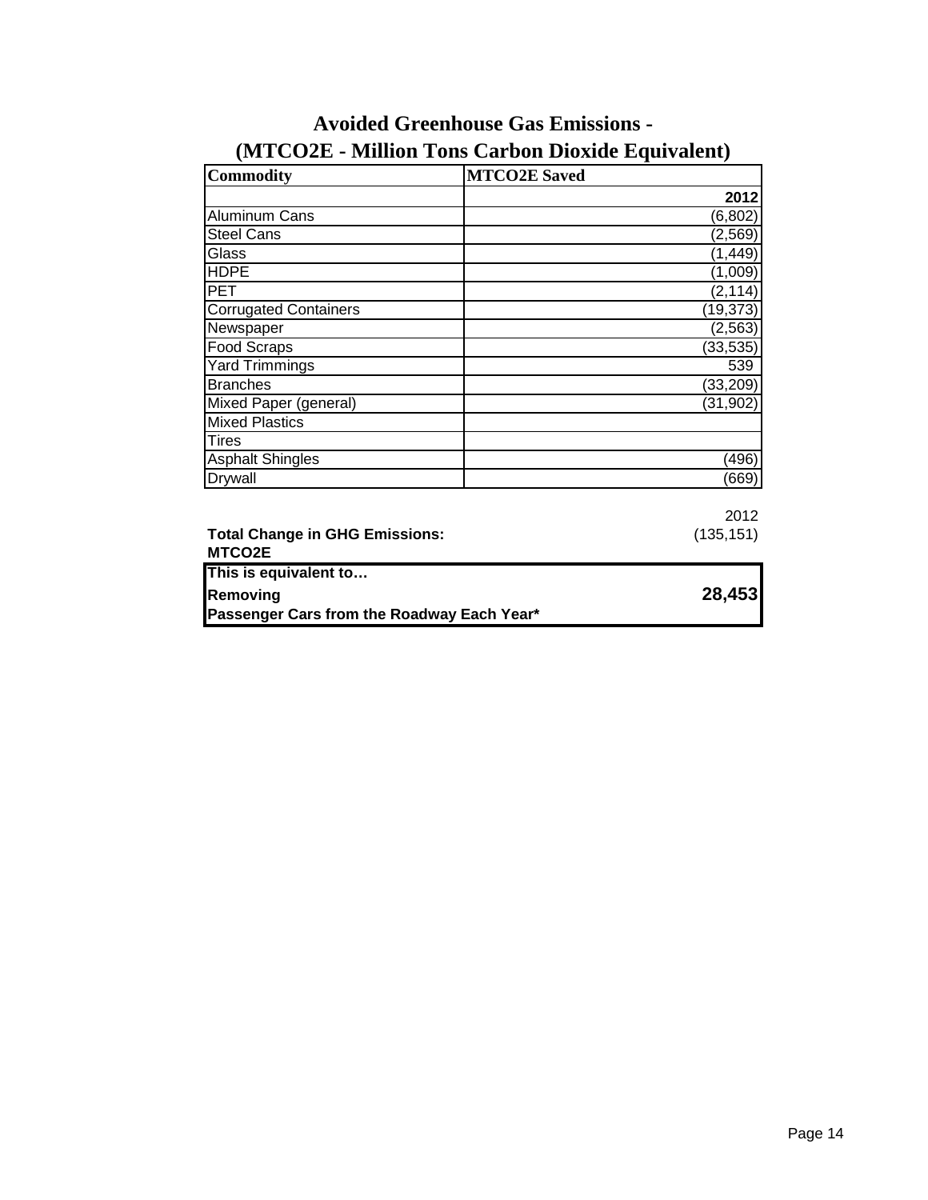# Avoided Greenhouse Gas Emissions - (MTCO2E - Million Tons Carbon Dioxide Equivalent)

| Commodity | MTCO2E Saved |
|---|---|
| | **2012** |
| Aluminum Cans | (6,802) |
| Steel Cans | (2,569) |
| Glass | (1,449) |
| HDPE | (1,009) |
| PET | (2,114) |
| Corrugated Containers | (19,373) |
| Newspaper | (2,563) |
| Food Scraps | (33,535) |
| Yard Trimmings | 539 |
| Branches | (33,209) |
| Mixed Paper (general) | (31,902) |
| Mixed Plastics | |
| Tires | |
| Asphalt Shingles | (496) |
| Drywall | (669) |

| | 2012 |
|---|---|
| **Total Change in GHG Emissions: MTCO2E** | (135,151) |

| | |
|---|---|
| **This is equivalent to…** | |
| **Removing** | **28,453** |
| **Passenger Cars from the Roadway Each Year*** | |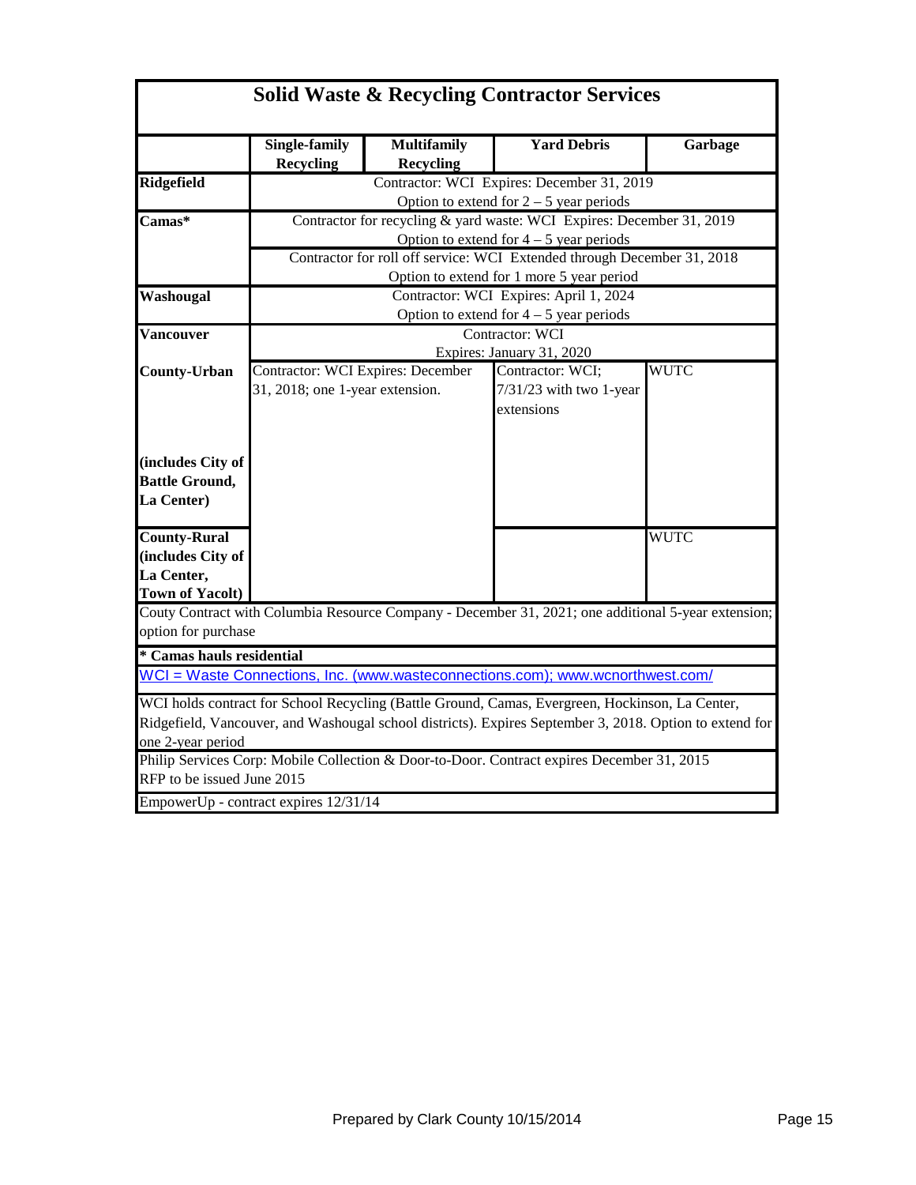## Solid Waste & Recycling Contractor Services

| | Single-family Recycling | Multifamily Recycling | Yard Debris | Garbage |
|---|---|---|---|---|
| **Ridgefield** | Contractor: WCI Expires: December 31, 2019<br>Option to extend for 2 – 5 year periods | | | |
| **Camas*** | Contractor for recycling & yard waste: WCI Expires: December 31, 2019<br>Option to extend for 4 – 5 year periods<br>Contractor for roll off service: WCI Extended through December 31, 2018<br>Option to extend for 1 more 5 year period | | | |
| **Washougal** | Contractor: WCI Expires: April 1, 2024<br>Option to extend for 4 – 5 year periods | | | |
| **Vancouver** | Contractor: WCI<br>Expires: January 31, 2020 | | | |
| **County-Urban**<br><br>**(includes City of Battle Ground, La Center)** | Contractor: WCI Expires: December 31, 2018; one 1-year extension. | | Contractor: WCI; 7/31/23 with two 1-year extensions | WUTC |
| **County-Rural (includes City of La Center, Town of Yacolt)** | | | | WUTC |

Couty Contract with Columbia Resource Company - December 31, 2021; one additional 5-year extension; option for purchase

**\* Camas hauls residential**

WCI = Waste Connections, Inc. (www.wasteconnections.com); www.wcnorthwest.com/

WCI holds contract for School Recycling (Battle Ground, Camas, Evergreen, Hockinson, La Center, Ridgefield, Vancouver, and Washougal school districts). Expires September 3, 2018. Option to extend for one 2-year period

Philip Services Corp: Mobile Collection & Door-to-Door. Contract expires December 31, 2015
RFP to be issued June 2015

EmpowerUp - contract expires 12/31/14

Prepared by Clark County 10/15/2014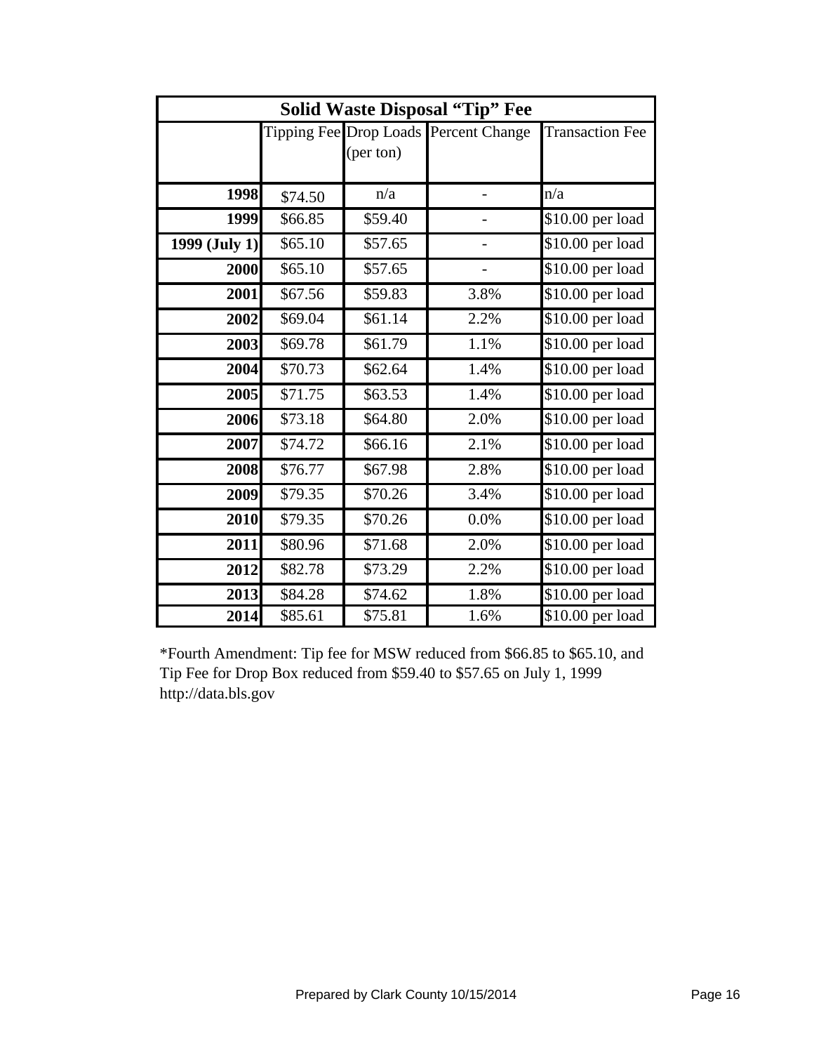| Solid Waste Disposal "Tip" Fee | | | | |
|---|---|---|---|---|
| | Tipping Fee | Drop Loads (per ton) | Percent Change | Transaction Fee |
| **1998** | $74.50 | n/a | - | n/a |
| **1999** | $66.85 | $59.40 | - | $10.00 per load |
| **1999 (July 1)** | $65.10 | $57.65 | - | $10.00 per load |
| **2000** | $65.10 | $57.65 | - | $10.00 per load |
| **2001** | $67.56 | $59.83 | 3.8% | $10.00 per load |
| **2002** | $69.04 | $61.14 | 2.2% | $10.00 per load |
| **2003** | $69.78 | $61.79 | 1.1% | $10.00 per load |
| **2004** | $70.73 | $62.64 | 1.4% | $10.00 per load |
| **2005** | $71.75 | $63.53 | 1.4% | $10.00 per load |
| **2006** | $73.18 | $64.80 | 2.0% | $10.00 per load |
| **2007** | $74.72 | $66.16 | 2.1% | $10.00 per load |
| **2008** | $76.77 | $67.98 | 2.8% | $10.00 per load |
| **2009** | $79.35 | $70.26 | 3.4% | $10.00 per load |
| **2010** | $79.35 | $70.26 | 0.0% | $10.00 per load |
| **2011** | $80.96 | $71.68 | 2.0% | $10.00 per load |
| **2012** | $82.78 | $73.29 | 2.2% | $10.00 per load |
| **2013** | $84.28 | $74.62 | 1.8% | $10.00 per load |
| **2014** | $85.61 | $75.81 | 1.6% | $10.00 per load |

*Fourth Amendment: Tip fee for MSW reduced from $66.85 to $65.10, and Tip Fee for Drop Box reduced from $59.40 to $57.65 on July 1, 1999
http://data.bls.gov

Prepared by Clark County 10/15/2014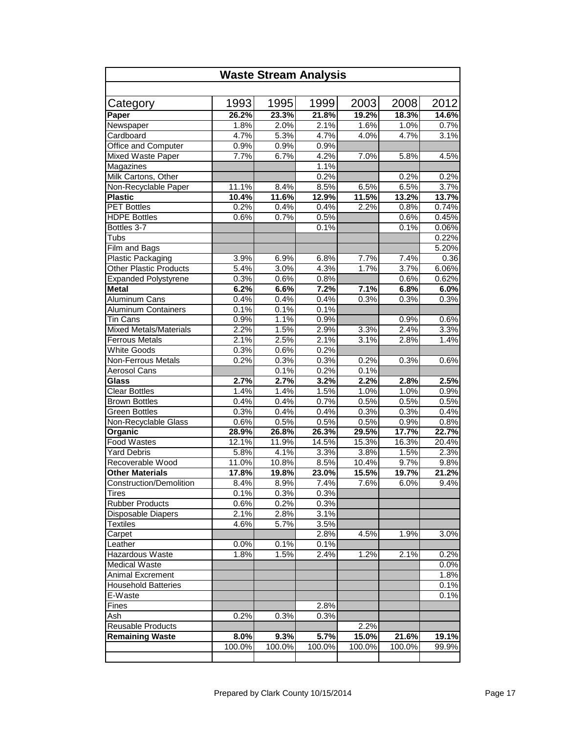## Waste Stream Analysis

| Category | 1993 | 1995 | 1999 | 2003 | 2008 | 2012 |
|---|---|---|---|---|---|---|
| **Paper** | **26.2%** | **23.3%** | **21.8%** | **19.2%** | **18.3%** | **14.6%** |
| Newspaper | 1.8% | 2.0% | 2.1% | 1.6% | 1.0% | 0.7% |
| Cardboard | 4.7% | 5.3% | 4.7% | 4.0% | 4.7% | 3.1% |
| Office and Computer | 0.9% | 0.9% | 0.9% | | | |
| Mixed Waste Paper | 7.7% | 6.7% | 4.2% | 7.0% | 5.8% | 4.5% |
| Magazines | | | 1.1% | | | |
| Milk Cartons, Other | | | 0.2% | | 0.2% | 0.2% |
| Non-Recyclable Paper | 11.1% | 8.4% | 8.5% | 6.5% | 6.5% | 3.7% |
| **Plastic** | **10.4%** | **11.6%** | **12.9%** | **11.5%** | **13.2%** | **13.7%** |
| PET Bottles | 0.2% | 0.4% | 0.4% | 2.2% | 0.8% | 0.74% |
| HDPE Bottles | 0.6% | 0.7% | 0.5% | | 0.6% | 0.45% |
| Bottles 3-7 | | | 0.1% | | 0.1% | 0.06% |
| Tubs | | | | | | 0.22% |
| Film and Bags | | | | | | 5.20% |
| Plastic Packaging | 3.9% | 6.9% | 6.8% | 7.7% | 7.4% | 0.36 |
| Other Plastic Products | 5.4% | 3.0% | 4.3% | 1.7% | 3.7% | 6.06% |
| Expanded Polystyrene | 0.3% | 0.6% | 0.8% | | 0.6% | 0.62% |
| **Metal** | **6.2%** | **6.6%** | **7.2%** | **7.1%** | **6.8%** | **6.0%** |
| Aluminum Cans | 0.4% | 0.4% | 0.4% | 0.3% | 0.3% | 0.3% |
| Aluminum Containers | 0.1% | 0.1% | 0.1% | | | |
| Tin Cans | 0.9% | 1.1% | 0.9% | | 0.9% | 0.6% |
| Mixed Metals/Materials | 2.2% | 1.5% | 2.9% | 3.3% | 2.4% | 3.3% |
| Ferrous Metals | 2.1% | 2.5% | 2.1% | 3.1% | 2.8% | 1.4% |
| White Goods | 0.3% | 0.6% | 0.2% | | | |
| Non-Ferrous Metals | 0.2% | 0.3% | 0.3% | 0.2% | 0.3% | 0.6% |
| Aerosol Cans | | 0.1% | 0.2% | 0.1% | | |
| **Glass** | **2.7%** | **2.7%** | **3.2%** | **2.2%** | **2.8%** | **2.5%** |
| Clear Bottles | 1.4% | 1.4% | 1.5% | 1.0% | 1.0% | 0.9% |
| Brown Bottles | 0.4% | 0.4% | 0.7% | 0.5% | 0.5% | 0.5% |
| Green Bottles | 0.3% | 0.4% | 0.4% | 0.3% | 0.3% | 0.4% |
| Non-Recyclable Glass | 0.6% | 0.5% | 0.5% | 0.5% | 0.9% | 0.8% |
| **Organic** | **28.9%** | **26.8%** | **26.3%** | **29.5%** | **17.7%** | **22.7%** |
| Food Wastes | 12.1% | 11.9% | 14.5% | 15.3% | 16.3% | 20.4% |
| Yard Debris | 5.8% | 4.1% | 3.3% | 3.8% | 1.5% | 2.3% |
| Recoverable Wood | 11.0% | 10.8% | 8.5% | 10.4% | 9.7% | 9.8% |
| **Other Materials** | **17.8%** | **19.8%** | **23.0%** | **15.5%** | **19.7%** | **21.2%** |
| Construction/Demolition | 8.4% | 8.9% | 7.4% | 7.6% | 6.0% | 9.4% |
| Tires | 0.1% | 0.3% | 0.3% | | | |
| Rubber Products | 0.6% | 0.2% | 0.3% | | | |
| Disposable Diapers | 2.1% | 2.8% | 3.1% | | | |
| Textiles | 4.6% | 5.7% | 3.5% | | | |
| Carpet | | | 2.8% | 4.5% | 1.9% | 3.0% |
| Leather | 0.0% | 0.1% | 0.1% | | | |
| Hazardous Waste | 1.8% | 1.5% | 2.4% | 1.2% | 2.1% | 0.2% |
| Medical Waste | | | | | | 0.0% |
| Animal Excrement | | | | | | 1.8% |
| Household Batteries | | | | | | 0.1% |
| E-Waste | | | | | | 0.1% |
| Fines | | | 2.8% | | | |
| Ash | 0.2% | 0.3% | 0.3% | | | |
| Reusable Products | | | | 2.2% | | |
| **Remaining Waste** | **8.0%** | **9.3%** | **5.7%** | **15.0%** | **21.6%** | **19.1%** |
| | 100.0% | 100.0% | 100.0% | 100.0% | 100.0% | 99.9% |

Prepared by Clark County 10/15/2014